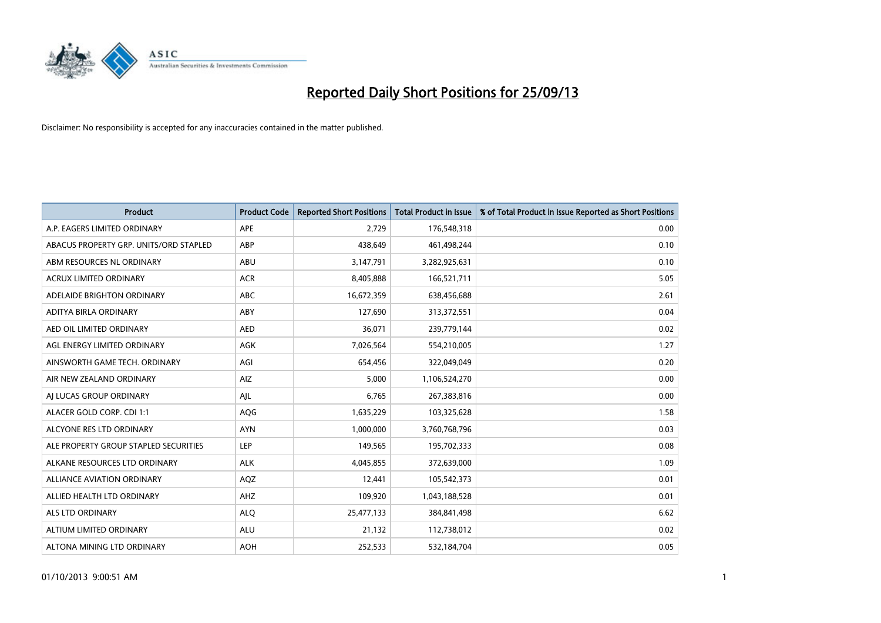# Reported Daily Short Positions for 25/09/13

Disclaimer: No responsibility is accepted for any inaccuracies contained in the matter published.

| Product | Product Code | Reported Short Positions | Total Product in Issue | % of Total Product in Issue Reported as Short Positions |
|---|---|---|---|---|
| A.P. EAGERS LIMITED ORDINARY | APE | 2,729 | 176,548,318 | 0.00 |
| ABACUS PROPERTY GRP. UNITS/ORD STAPLED | ABP | 438,649 | 461,498,244 | 0.10 |
| ABM RESOURCES NL ORDINARY | ABU | 3,147,791 | 3,282,925,631 | 0.10 |
| ACRUX LIMITED ORDINARY | ACR | 8,405,888 | 166,521,711 | 5.05 |
| ADELAIDE BRIGHTON ORDINARY | ABC | 16,672,359 | 638,456,688 | 2.61 |
| ADITYA BIRLA ORDINARY | ABY | 127,690 | 313,372,551 | 0.04 |
| AED OIL LIMITED ORDINARY | AED | 36,071 | 239,779,144 | 0.02 |
| AGL ENERGY LIMITED ORDINARY | AGK | 7,026,564 | 554,210,005 | 1.27 |
| AINSWORTH GAME TECH. ORDINARY | AGI | 654,456 | 322,049,049 | 0.20 |
| AIR NEW ZEALAND ORDINARY | AIZ | 5,000 | 1,106,524,270 | 0.00 |
| AJ LUCAS GROUP ORDINARY | AJL | 6,765 | 267,383,816 | 0.00 |
| ALACER GOLD CORP. CDI 1:1 | AQG | 1,635,229 | 103,325,628 | 1.58 |
| ALCYONE RES LTD ORDINARY | AYN | 1,000,000 | 3,760,768,796 | 0.03 |
| ALE PROPERTY GROUP STAPLED SECURITIES | LEP | 149,565 | 195,702,333 | 0.08 |
| ALKANE RESOURCES LTD ORDINARY | ALK | 4,045,855 | 372,639,000 | 1.09 |
| ALLIANCE AVIATION ORDINARY | AQZ | 12,441 | 105,542,373 | 0.01 |
| ALLIED HEALTH LTD ORDINARY | AHZ | 109,920 | 1,043,188,528 | 0.01 |
| ALS LTD ORDINARY | ALQ | 25,477,133 | 384,841,498 | 6.62 |
| ALTIUM LIMITED ORDINARY | ALU | 21,132 | 112,738,012 | 0.02 |
| ALTONA MINING LTD ORDINARY | AOH | 252,533 | 532,184,704 | 0.05 |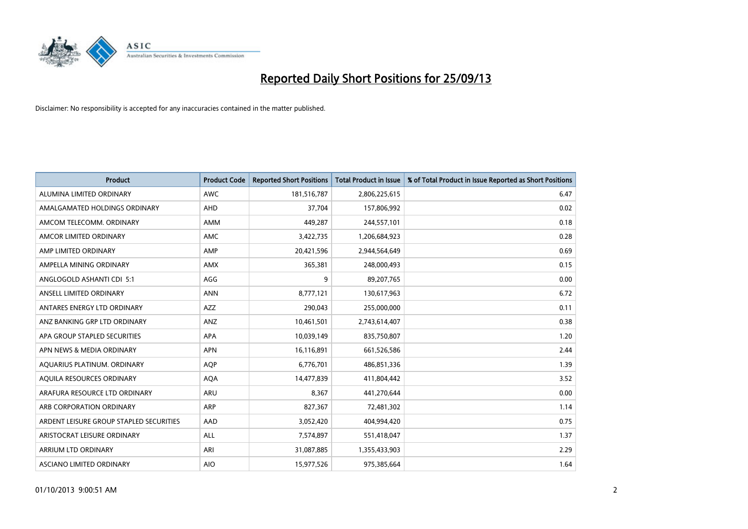# Reported Daily Short Positions for 25/09/13

Disclaimer: No responsibility is accepted for any inaccuracies contained in the matter published.

| Product | Product Code | Reported Short Positions | Total Product in Issue | % of Total Product in Issue Reported as Short Positions |
|---|---|---|---|---|
| ALUMINA LIMITED ORDINARY | AWC | 181,516,787 | 2,806,225,615 | 6.47 |
| AMALGAMATED HOLDINGS ORDINARY | AHD | 37,704 | 157,806,992 | 0.02 |
| AMCOM TELECOMM. ORDINARY | AMM | 449,287 | 244,557,101 | 0.18 |
| AMCOR LIMITED ORDINARY | AMC | 3,422,735 | 1,206,684,923 | 0.28 |
| AMP LIMITED ORDINARY | AMP | 20,421,596 | 2,944,564,649 | 0.69 |
| AMPELLA MINING ORDINARY | AMX | 365,381 | 248,000,493 | 0.15 |
| ANGLOGOLD ASHANTI CDI 5:1 | AGG | 9 | 89,207,765 | 0.00 |
| ANSELL LIMITED ORDINARY | ANN | 8,777,121 | 130,617,963 | 6.72 |
| ANTARES ENERGY LTD ORDINARY | AZZ | 290,043 | 255,000,000 | 0.11 |
| ANZ BANKING GRP LTD ORDINARY | ANZ | 10,461,501 | 2,743,614,407 | 0.38 |
| APA GROUP STAPLED SECURITIES | APA | 10,039,149 | 835,750,807 | 1.20 |
| APN NEWS & MEDIA ORDINARY | APN | 16,116,891 | 661,526,586 | 2.44 |
| AQUARIUS PLATINUM. ORDINARY | AQP | 6,776,701 | 486,851,336 | 1.39 |
| AQUILA RESOURCES ORDINARY | AQA | 14,477,839 | 411,804,442 | 3.52 |
| ARAFURA RESOURCE LTD ORDINARY | ARU | 8,367 | 441,270,644 | 0.00 |
| ARB CORPORATION ORDINARY | ARP | 827,367 | 72,481,302 | 1.14 |
| ARDENT LEISURE GROUP STAPLED SECURITIES | AAD | 3,052,420 | 404,994,420 | 0.75 |
| ARISTOCRAT LEISURE ORDINARY | ALL | 7,574,897 | 551,418,047 | 1.37 |
| ARRIUM LTD ORDINARY | ARI | 31,087,885 | 1,355,433,903 | 2.29 |
| ASCIANO LIMITED ORDINARY | AIO | 15,977,526 | 975,385,664 | 1.64 |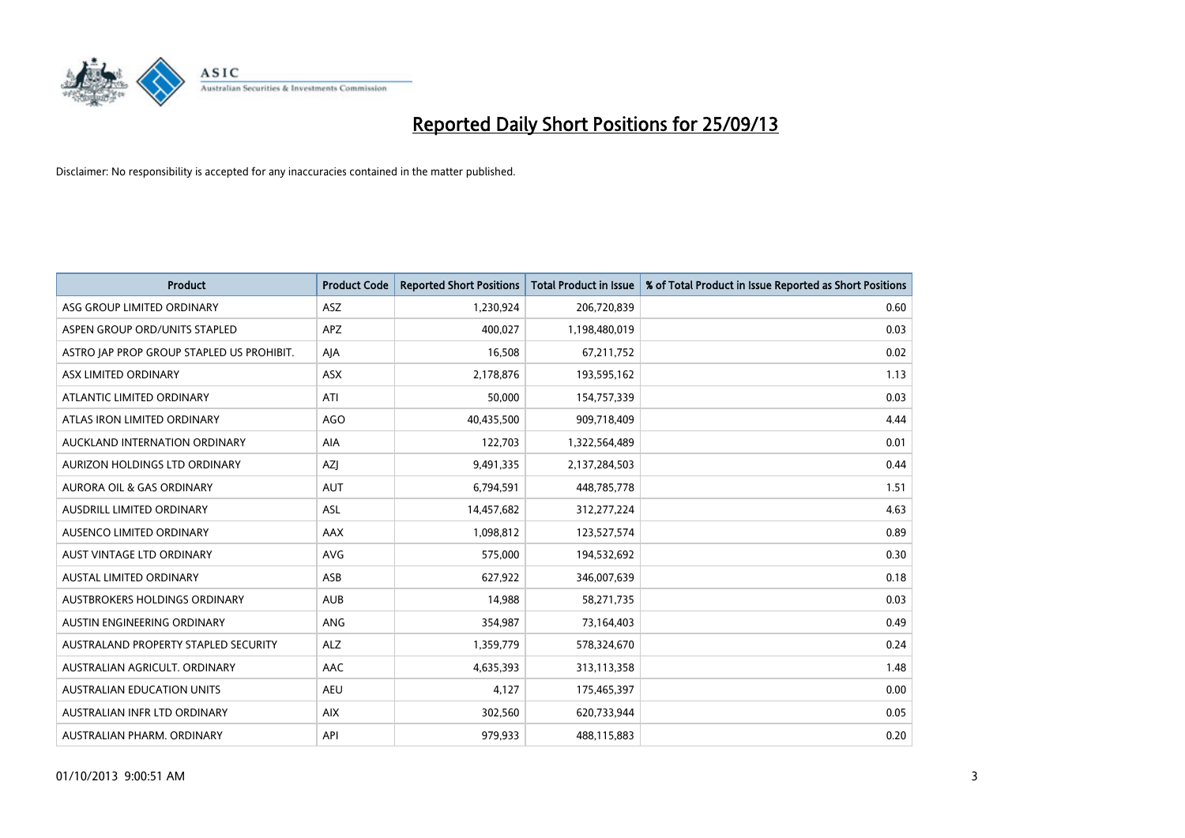# Reported Daily Short Positions for 25/09/13

Disclaimer: No responsibility is accepted for any inaccuracies contained in the matter published.

| Product | Product Code | Reported Short Positions | Total Product in Issue | % of Total Product in Issue Reported as Short Positions |
|---|---|---|---|---|
| ASG GROUP LIMITED ORDINARY | ASZ | 1,230,924 | 206,720,839 | 0.60 |
| ASPEN GROUP ORD/UNITS STAPLED | APZ | 400,027 | 1,198,480,019 | 0.03 |
| ASTRO JAP PROP GROUP STAPLED US PROHIBIT. | AJA | 16,508 | 67,211,752 | 0.02 |
| ASX LIMITED ORDINARY | ASX | 2,178,876 | 193,595,162 | 1.13 |
| ATLANTIC LIMITED ORDINARY | ATI | 50,000 | 154,757,339 | 0.03 |
| ATLAS IRON LIMITED ORDINARY | AGO | 40,435,500 | 909,718,409 | 4.44 |
| AUCKLAND INTERNATION ORDINARY | AIA | 122,703 | 1,322,564,489 | 0.01 |
| AURIZON HOLDINGS LTD ORDINARY | AZJ | 9,491,335 | 2,137,284,503 | 0.44 |
| AURORA OIL & GAS ORDINARY | AUT | 6,794,591 | 448,785,778 | 1.51 |
| AUSDRILL LIMITED ORDINARY | ASL | 14,457,682 | 312,277,224 | 4.63 |
| AUSENCO LIMITED ORDINARY | AAX | 1,098,812 | 123,527,574 | 0.89 |
| AUST VINTAGE LTD ORDINARY | AVG | 575,000 | 194,532,692 | 0.30 |
| AUSTAL LIMITED ORDINARY | ASB | 627,922 | 346,007,639 | 0.18 |
| AUSTBROKERS HOLDINGS ORDINARY | AUB | 14,988 | 58,271,735 | 0.03 |
| AUSTIN ENGINEERING ORDINARY | ANG | 354,987 | 73,164,403 | 0.49 |
| AUSTRALAND PROPERTY STAPLED SECURITY | ALZ | 1,359,779 | 578,324,670 | 0.24 |
| AUSTRALIAN AGRICULT. ORDINARY | AAC | 4,635,393 | 313,113,358 | 1.48 |
| AUSTRALIAN EDUCATION UNITS | AEU | 4,127 | 175,465,397 | 0.00 |
| AUSTRALIAN INFR LTD ORDINARY | AIX | 302,560 | 620,733,944 | 0.05 |
| AUSTRALIAN PHARM. ORDINARY | API | 979,933 | 488,115,883 | 0.20 |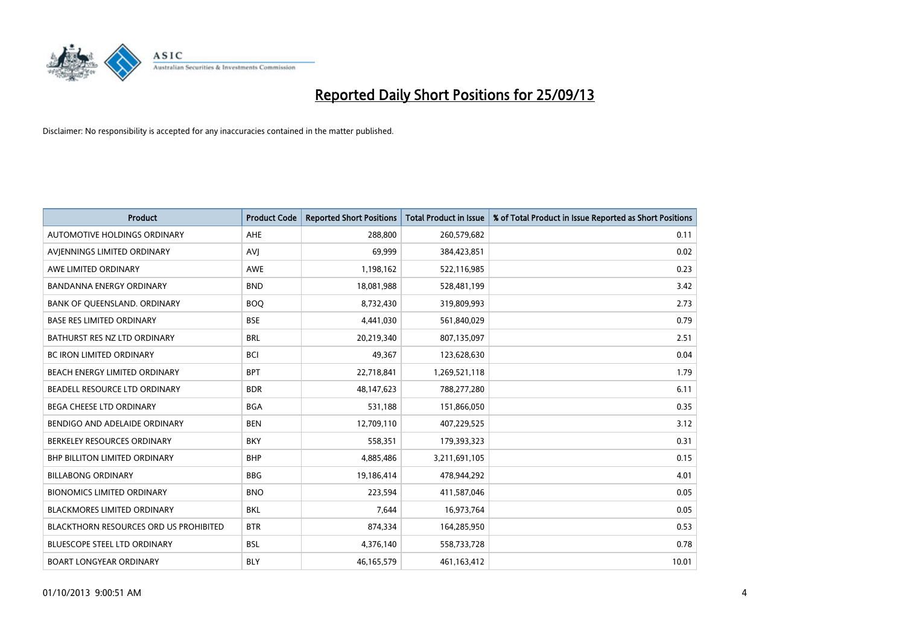# Reported Daily Short Positions for 25/09/13

Disclaimer: No responsibility is accepted for any inaccuracies contained in the matter published.

| Product | Product Code | Reported Short Positions | Total Product in Issue | % of Total Product in Issue Reported as Short Positions |
|---|---|---|---|---|
| AUTOMOTIVE HOLDINGS ORDINARY | AHE | 288,800 | 260,579,682 | 0.11 |
| AVJENNINGS LIMITED ORDINARY | AVJ | 69,999 | 384,423,851 | 0.02 |
| AWE LIMITED ORDINARY | AWE | 1,198,162 | 522,116,985 | 0.23 |
| BANDANNA ENERGY ORDINARY | BND | 18,081,988 | 528,481,199 | 3.42 |
| BANK OF QUEENSLAND. ORDINARY | BOQ | 8,732,430 | 319,809,993 | 2.73 |
| BASE RES LIMITED ORDINARY | BSE | 4,441,030 | 561,840,029 | 0.79 |
| BATHURST RES NZ LTD ORDINARY | BRL | 20,219,340 | 807,135,097 | 2.51 |
| BC IRON LIMITED ORDINARY | BCI | 49,367 | 123,628,630 | 0.04 |
| BEACH ENERGY LIMITED ORDINARY | BPT | 22,718,841 | 1,269,521,118 | 1.79 |
| BEADELL RESOURCE LTD ORDINARY | BDR | 48,147,623 | 788,277,280 | 6.11 |
| BEGA CHEESE LTD ORDINARY | BGA | 531,188 | 151,866,050 | 0.35 |
| BENDIGO AND ADELAIDE ORDINARY | BEN | 12,709,110 | 407,229,525 | 3.12 |
| BERKELEY RESOURCES ORDINARY | BKY | 558,351 | 179,393,323 | 0.31 |
| BHP BILLITON LIMITED ORDINARY | BHP | 4,885,486 | 3,211,691,105 | 0.15 |
| BILLABONG ORDINARY | BBG | 19,186,414 | 478,944,292 | 4.01 |
| BIONOMICS LIMITED ORDINARY | BNO | 223,594 | 411,587,046 | 0.05 |
| BLACKMORES LIMITED ORDINARY | BKL | 7,644 | 16,973,764 | 0.05 |
| BLACKTHORN RESOURCES ORD US PROHIBITED | BTR | 874,334 | 164,285,950 | 0.53 |
| BLUESCOPE STEEL LTD ORDINARY | BSL | 4,376,140 | 558,733,728 | 0.78 |
| BOART LONGYEAR ORDINARY | BLY | 46,165,579 | 461,163,412 | 10.01 |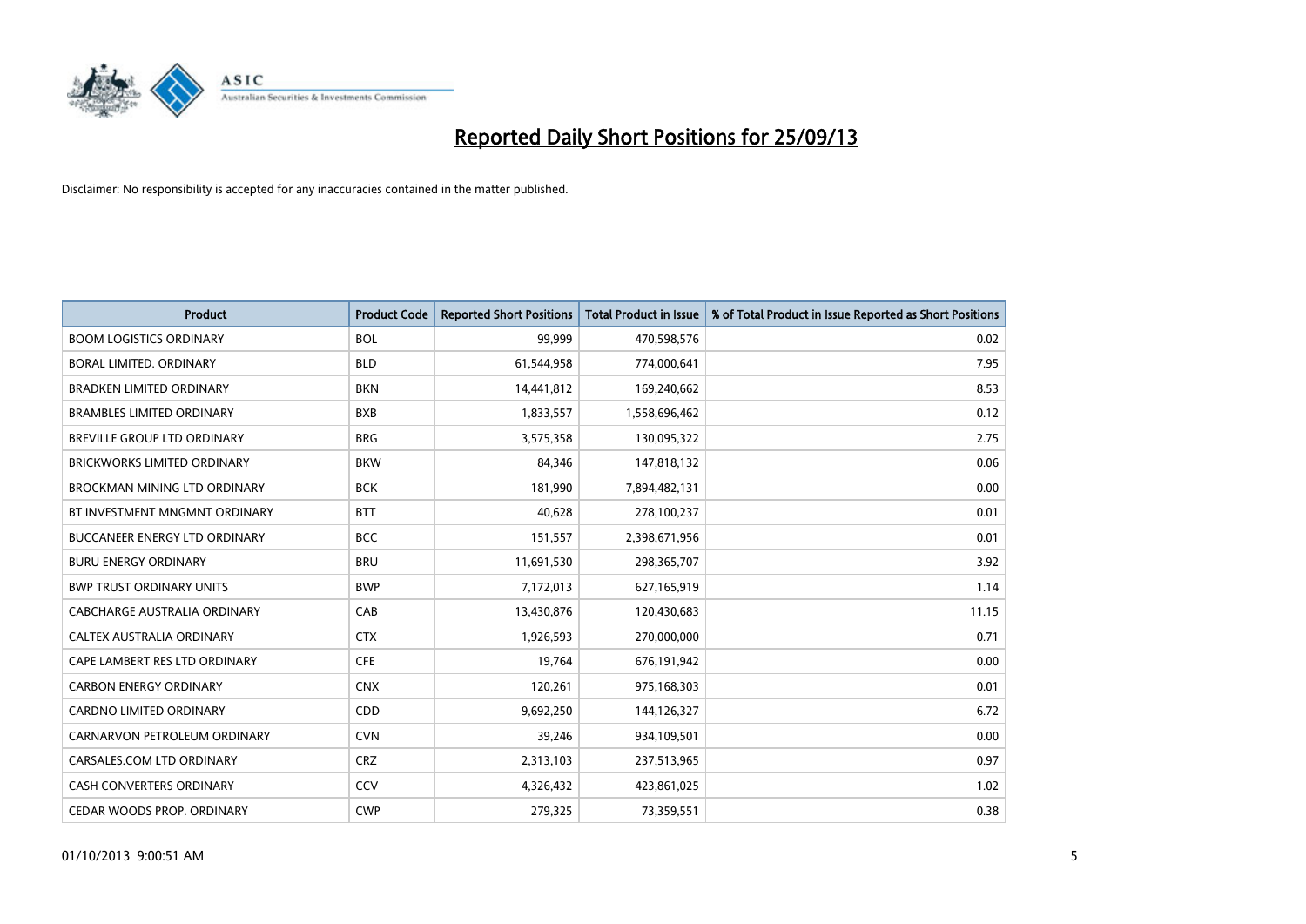# Reported Daily Short Positions for 25/09/13

Disclaimer: No responsibility is accepted for any inaccuracies contained in the matter published.

| Product | Product Code | Reported Short Positions | Total Product in Issue | % of Total Product in Issue Reported as Short Positions |
| --- | --- | --- | --- | --- |
| BOOM LOGISTICS ORDINARY | BOL | 99,999 | 470,598,576 | 0.02 |
| BORAL LIMITED. ORDINARY | BLD | 61,544,958 | 774,000,641 | 7.95 |
| BRADKEN LIMITED ORDINARY | BKN | 14,441,812 | 169,240,662 | 8.53 |
| BRAMBLES LIMITED ORDINARY | BXB | 1,833,557 | 1,558,696,462 | 0.12 |
| BREVILLE GROUP LTD ORDINARY | BRG | 3,575,358 | 130,095,322 | 2.75 |
| BRICKWORKS LIMITED ORDINARY | BKW | 84,346 | 147,818,132 | 0.06 |
| BROCKMAN MINING LTD ORDINARY | BCK | 181,990 | 7,894,482,131 | 0.00 |
| BT INVESTMENT MNGMNT ORDINARY | BTT | 40,628 | 278,100,237 | 0.01 |
| BUCCANEER ENERGY LTD ORDINARY | BCC | 151,557 | 2,398,671,956 | 0.01 |
| BURU ENERGY ORDINARY | BRU | 11,691,530 | 298,365,707 | 3.92 |
| BWP TRUST ORDINARY UNITS | BWP | 7,172,013 | 627,165,919 | 1.14 |
| CABCHARGE AUSTRALIA ORDINARY | CAB | 13,430,876 | 120,430,683 | 11.15 |
| CALTEX AUSTRALIA ORDINARY | CTX | 1,926,593 | 270,000,000 | 0.71 |
| CAPE LAMBERT RES LTD ORDINARY | CFE | 19,764 | 676,191,942 | 0.00 |
| CARBON ENERGY ORDINARY | CNX | 120,261 | 975,168,303 | 0.01 |
| CARDNO LIMITED ORDINARY | CDD | 9,692,250 | 144,126,327 | 6.72 |
| CARNARVON PETROLEUM ORDINARY | CVN | 39,246 | 934,109,501 | 0.00 |
| CARSALES.COM LTD ORDINARY | CRZ | 2,313,103 | 237,513,965 | 0.97 |
| CASH CONVERTERS ORDINARY | CCV | 4,326,432 | 423,861,025 | 1.02 |
| CEDAR WOODS PROP. ORDINARY | CWP | 279,325 | 73,359,551 | 0.38 |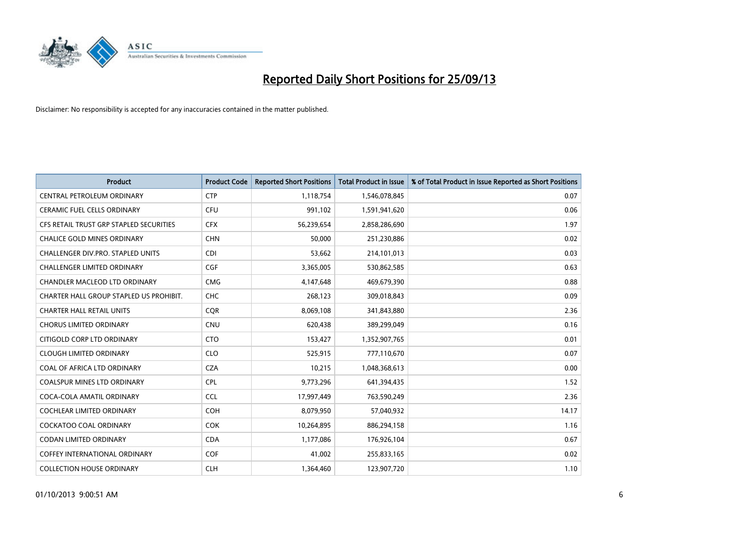# Reported Daily Short Positions for 25/09/13

Disclaimer: No responsibility is accepted for any inaccuracies contained in the matter published.

| Product | Product Code | Reported Short Positions | Total Product in Issue | % of Total Product in Issue Reported as Short Positions |
| --- | --- | --- | --- | --- |
| CENTRAL PETROLEUM ORDINARY | CTP | 1,118,754 | 1,546,078,845 | 0.07 |
| CERAMIC FUEL CELLS ORDINARY | CFU | 991,102 | 1,591,941,620 | 0.06 |
| CFS RETAIL TRUST GRP STAPLED SECURITIES | CFX | 56,239,654 | 2,858,286,690 | 1.97 |
| CHALICE GOLD MINES ORDINARY | CHN | 50,000 | 251,230,886 | 0.02 |
| CHALLENGER DIV.PRO. STAPLED UNITS | CDI | 53,662 | 214,101,013 | 0.03 |
| CHALLENGER LIMITED ORDINARY | CGF | 3,365,005 | 530,862,585 | 0.63 |
| CHANDLER MACLEOD LTD ORDINARY | CMG | 4,147,648 | 469,679,390 | 0.88 |
| CHARTER HALL GROUP STAPLED US PROHIBIT. | CHC | 268,123 | 309,018,843 | 0.09 |
| CHARTER HALL RETAIL UNITS | CQR | 8,069,108 | 341,843,880 | 2.36 |
| CHORUS LIMITED ORDINARY | CNU | 620,438 | 389,299,049 | 0.16 |
| CITIGOLD CORP LTD ORDINARY | CTO | 153,427 | 1,352,907,765 | 0.01 |
| CLOUGH LIMITED ORDINARY | CLO | 525,915 | 777,110,670 | 0.07 |
| COAL OF AFRICA LTD ORDINARY | CZA | 10,215 | 1,048,368,613 | 0.00 |
| COALSPUR MINES LTD ORDINARY | CPL | 9,773,296 | 641,394,435 | 1.52 |
| COCA-COLA AMATIL ORDINARY | CCL | 17,997,449 | 763,590,249 | 2.36 |
| COCHLEAR LIMITED ORDINARY | COH | 8,079,950 | 57,040,932 | 14.17 |
| COCKATOO COAL ORDINARY | COK | 10,264,895 | 886,294,158 | 1.16 |
| CODAN LIMITED ORDINARY | CDA | 1,177,086 | 176,926,104 | 0.67 |
| COFFEY INTERNATIONAL ORDINARY | COF | 41,002 | 255,833,165 | 0.02 |
| COLLECTION HOUSE ORDINARY | CLH | 1,364,460 | 123,907,720 | 1.10 |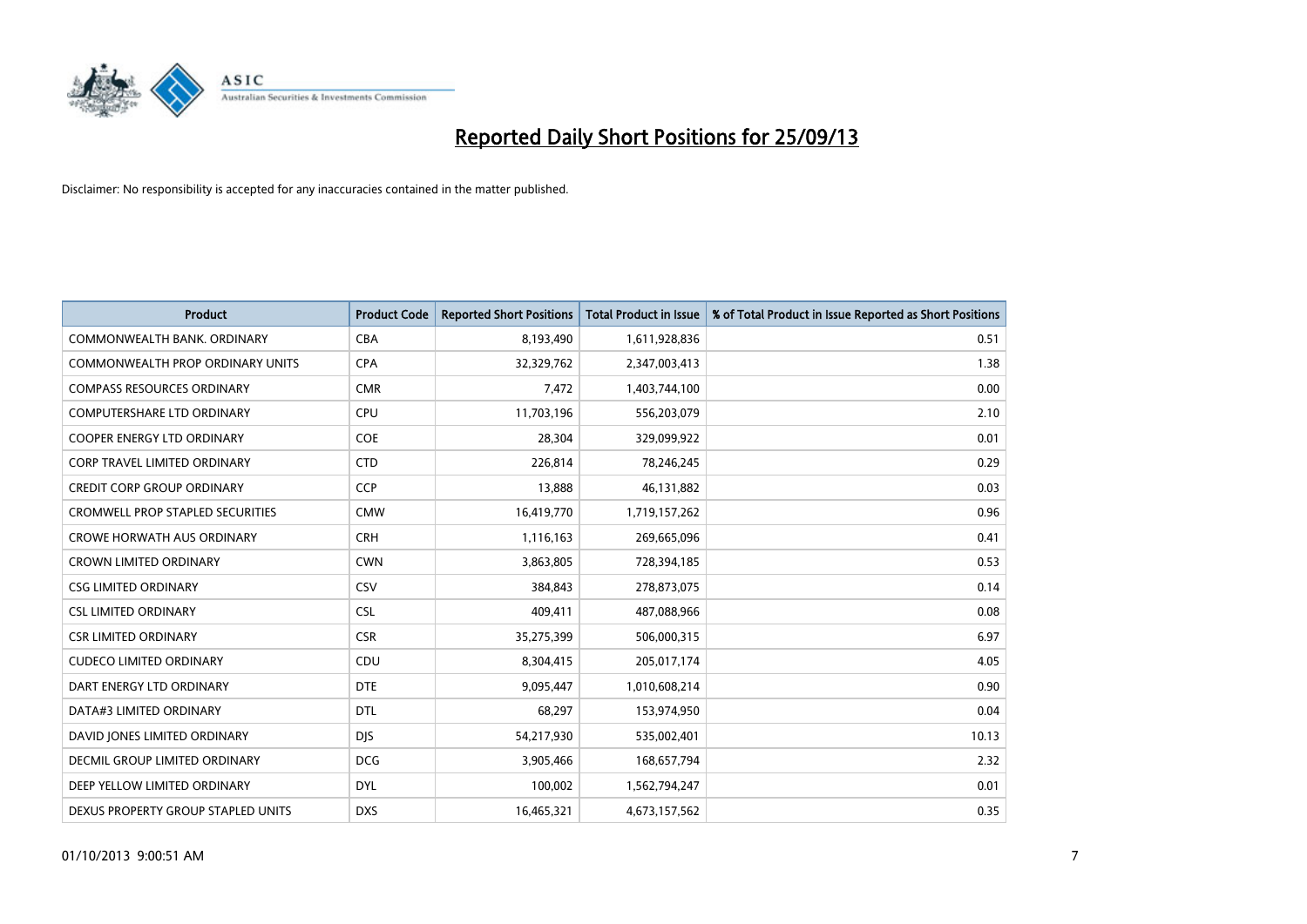# Reported Daily Short Positions for 25/09/13

Disclaimer: No responsibility is accepted for any inaccuracies contained in the matter published.

| Product | Product Code | Reported Short Positions | Total Product in Issue | % of Total Product in Issue Reported as Short Positions |
|---|---|---|---|---|
| COMMONWEALTH BANK. ORDINARY | CBA | 8,193,490 | 1,611,928,836 | 0.51 |
| COMMONWEALTH PROP ORDINARY UNITS | CPA | 32,329,762 | 2,347,003,413 | 1.38 |
| COMPASS RESOURCES ORDINARY | CMR | 7,472 | 1,403,744,100 | 0.00 |
| COMPUTERSHARE LTD ORDINARY | CPU | 11,703,196 | 556,203,079 | 2.10 |
| COOPER ENERGY LTD ORDINARY | COE | 28,304 | 329,099,922 | 0.01 |
| CORP TRAVEL LIMITED ORDINARY | CTD | 226,814 | 78,246,245 | 0.29 |
| CREDIT CORP GROUP ORDINARY | CCP | 13,888 | 46,131,882 | 0.03 |
| CROMWELL PROP STAPLED SECURITIES | CMW | 16,419,770 | 1,719,157,262 | 0.96 |
| CROWE HORWATH AUS ORDINARY | CRH | 1,116,163 | 269,665,096 | 0.41 |
| CROWN LIMITED ORDINARY | CWN | 3,863,805 | 728,394,185 | 0.53 |
| CSG LIMITED ORDINARY | CSV | 384,843 | 278,873,075 | 0.14 |
| CSL LIMITED ORDINARY | CSL | 409,411 | 487,088,966 | 0.08 |
| CSR LIMITED ORDINARY | CSR | 35,275,399 | 506,000,315 | 6.97 |
| CUDECO LIMITED ORDINARY | CDU | 8,304,415 | 205,017,174 | 4.05 |
| DART ENERGY LTD ORDINARY | DTE | 9,095,447 | 1,010,608,214 | 0.90 |
| DATA#3 LIMITED ORDINARY | DTL | 68,297 | 153,974,950 | 0.04 |
| DAVID JONES LIMITED ORDINARY | DJS | 54,217,930 | 535,002,401 | 10.13 |
| DECMIL GROUP LIMITED ORDINARY | DCG | 3,905,466 | 168,657,794 | 2.32 |
| DEEP YELLOW LIMITED ORDINARY | DYL | 100,002 | 1,562,794,247 | 0.01 |
| DEXUS PROPERTY GROUP STAPLED UNITS | DXS | 16,465,321 | 4,673,157,562 | 0.35 |

01/10/2013 9:00:51 AM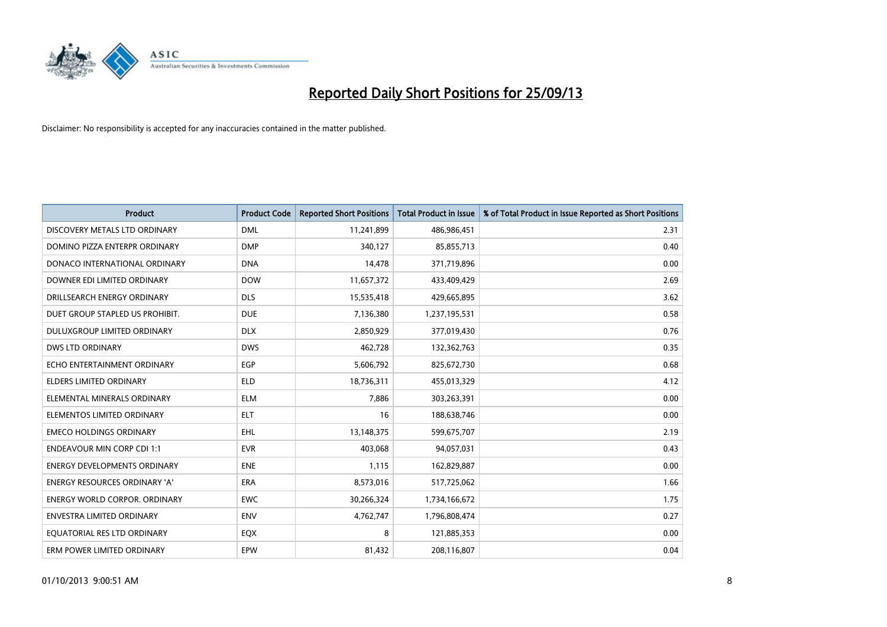# Reported Daily Short Positions for 25/09/13

Disclaimer: No responsibility is accepted for any inaccuracies contained in the matter published.

| Product | Product Code | Reported Short Positions | Total Product in Issue | % of Total Product in Issue Reported as Short Positions |
|---|---|---|---|---|
| DISCOVERY METALS LTD ORDINARY | DML | 11,241,899 | 486,986,451 | 2.31 |
| DOMINO PIZZA ENTERPR ORDINARY | DMP | 340,127 | 85,855,713 | 0.40 |
| DONACO INTERNATIONAL ORDINARY | DNA | 14,478 | 371,719,896 | 0.00 |
| DOWNER EDI LIMITED ORDINARY | DOW | 11,657,372 | 433,409,429 | 2.69 |
| DRILLSEARCH ENERGY ORDINARY | DLS | 15,535,418 | 429,665,895 | 3.62 |
| DUET GROUP STAPLED US PROHIBIT. | DUE | 7,136,380 | 1,237,195,531 | 0.58 |
| DULUXGROUP LIMITED ORDINARY | DLX | 2,850,929 | 377,019,430 | 0.76 |
| DWS LTD ORDINARY | DWS | 462,728 | 132,362,763 | 0.35 |
| ECHO ENTERTAINMENT ORDINARY | EGP | 5,606,792 | 825,672,730 | 0.68 |
| ELDERS LIMITED ORDINARY | ELD | 18,736,311 | 455,013,329 | 4.12 |
| ELEMENTAL MINERALS ORDINARY | ELM | 7,886 | 303,263,391 | 0.00 |
| ELEMENTOS LIMITED ORDINARY | ELT | 16 | 188,638,746 | 0.00 |
| EMECO HOLDINGS ORDINARY | EHL | 13,148,375 | 599,675,707 | 2.19 |
| ENDEAVOUR MIN CORP CDI 1:1 | EVR | 403,068 | 94,057,031 | 0.43 |
| ENERGY DEVELOPMENTS ORDINARY | ENE | 1,115 | 162,829,887 | 0.00 |
| ENERGY RESOURCES ORDINARY 'A' | ERA | 8,573,016 | 517,725,062 | 1.66 |
| ENERGY WORLD CORPOR. ORDINARY | EWC | 30,266,324 | 1,734,166,672 | 1.75 |
| ENVESTRA LIMITED ORDINARY | ENV | 4,762,747 | 1,796,808,474 | 0.27 |
| EQUATORIAL RES LTD ORDINARY | EQX | 8 | 121,885,353 | 0.00 |
| ERM POWER LIMITED ORDINARY | EPW | 81,432 | 208,116,807 | 0.04 |

01/10/2013 9:00:51 AM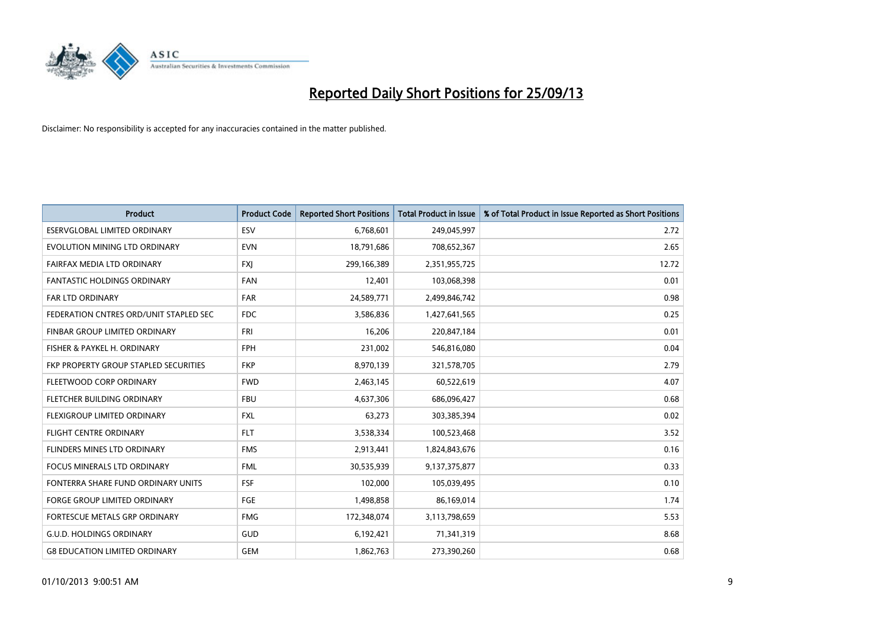# Reported Daily Short Positions for 25/09/13

Disclaimer: No responsibility is accepted for any inaccuracies contained in the matter published.

| Product | Product Code | Reported Short Positions | Total Product in Issue | % of Total Product in Issue Reported as Short Positions |
|---|---|---|---|---|
| ESERVGLOBAL LIMITED ORDINARY | ESV | 6,768,601 | 249,045,997 | 2.72 |
| EVOLUTION MINING LTD ORDINARY | EVN | 18,791,686 | 708,652,367 | 2.65 |
| FAIRFAX MEDIA LTD ORDINARY | FXJ | 299,166,389 | 2,351,955,725 | 12.72 |
| FANTASTIC HOLDINGS ORDINARY | FAN | 12,401 | 103,068,398 | 0.01 |
| FAR LTD ORDINARY | FAR | 24,589,771 | 2,499,846,742 | 0.98 |
| FEDERATION CNTRES ORD/UNIT STAPLED SEC | FDC | 3,586,836 | 1,427,641,565 | 0.25 |
| FINBAR GROUP LIMITED ORDINARY | FRI | 16,206 | 220,847,184 | 0.01 |
| FISHER & PAYKEL H. ORDINARY | FPH | 231,002 | 546,816,080 | 0.04 |
| FKP PROPERTY GROUP STAPLED SECURITIES | FKP | 8,970,139 | 321,578,705 | 2.79 |
| FLEETWOOD CORP ORDINARY | FWD | 2,463,145 | 60,522,619 | 4.07 |
| FLETCHER BUILDING ORDINARY | FBU | 4,637,306 | 686,096,427 | 0.68 |
| FLEXIGROUP LIMITED ORDINARY | FXL | 63,273 | 303,385,394 | 0.02 |
| FLIGHT CENTRE ORDINARY | FLT | 3,538,334 | 100,523,468 | 3.52 |
| FLINDERS MINES LTD ORDINARY | FMS | 2,913,441 | 1,824,843,676 | 0.16 |
| FOCUS MINERALS LTD ORDINARY | FML | 30,535,939 | 9,137,375,877 | 0.33 |
| FONTERRA SHARE FUND ORDINARY UNITS | FSF | 102,000 | 105,039,495 | 0.10 |
| FORGE GROUP LIMITED ORDINARY | FGE | 1,498,858 | 86,169,014 | 1.74 |
| FORTESCUE METALS GRP ORDINARY | FMG | 172,348,074 | 3,113,798,659 | 5.53 |
| G.U.D. HOLDINGS ORDINARY | GUD | 6,192,421 | 71,341,319 | 8.68 |
| G8 EDUCATION LIMITED ORDINARY | GEM | 1,862,763 | 273,390,260 | 0.68 |

01/10/2013 9:00:51 AM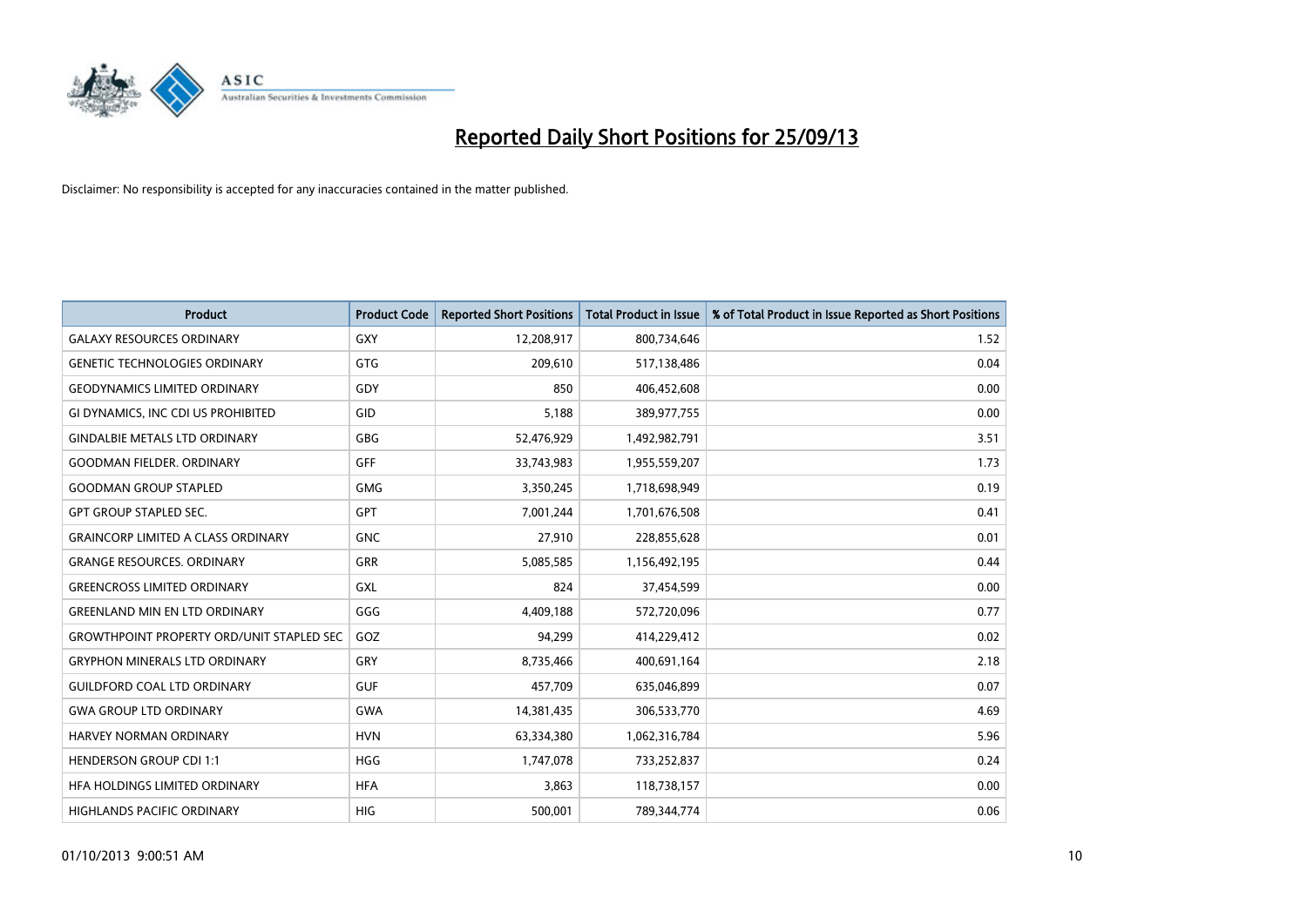# Reported Daily Short Positions for 25/09/13

Disclaimer: No responsibility is accepted for any inaccuracies contained in the matter published.

| Product | Product Code | Reported Short Positions | Total Product in Issue | % of Total Product in Issue Reported as Short Positions |
|---|---|---|---|---|
| GALAXY RESOURCES ORDINARY | GXY | 12,208,917 | 800,734,646 | 1.52 |
| GENETIC TECHNOLOGIES ORDINARY | GTG | 209,610 | 517,138,486 | 0.04 |
| GEODYNAMICS LIMITED ORDINARY | GDY | 850 | 406,452,608 | 0.00 |
| GI DYNAMICS, INC CDI US PROHIBITED | GID | 5,188 | 389,977,755 | 0.00 |
| GINDALBIE METALS LTD ORDINARY | GBG | 52,476,929 | 1,492,982,791 | 3.51 |
| GOODMAN FIELDER. ORDINARY | GFF | 33,743,983 | 1,955,559,207 | 1.73 |
| GOODMAN GROUP STAPLED | GMG | 3,350,245 | 1,718,698,949 | 0.19 |
| GPT GROUP STAPLED SEC. | GPT | 7,001,244 | 1,701,676,508 | 0.41 |
| GRAINCORP LIMITED A CLASS ORDINARY | GNC | 27,910 | 228,855,628 | 0.01 |
| GRANGE RESOURCES. ORDINARY | GRR | 5,085,585 | 1,156,492,195 | 0.44 |
| GREENCROSS LIMITED ORDINARY | GXL | 824 | 37,454,599 | 0.00 |
| GREENLAND MIN EN LTD ORDINARY | GGG | 4,409,188 | 572,720,096 | 0.77 |
| GROWTHPOINT PROPERTY ORD/UNIT STAPLED SEC | GOZ | 94,299 | 414,229,412 | 0.02 |
| GRYPHON MINERALS LTD ORDINARY | GRY | 8,735,466 | 400,691,164 | 2.18 |
| GUILDFORD COAL LTD ORDINARY | GUF | 457,709 | 635,046,899 | 0.07 |
| GWA GROUP LTD ORDINARY | GWA | 14,381,435 | 306,533,770 | 4.69 |
| HARVEY NORMAN ORDINARY | HVN | 63,334,380 | 1,062,316,784 | 5.96 |
| HENDERSON GROUP CDI 1:1 | HGG | 1,747,078 | 733,252,837 | 0.24 |
| HFA HOLDINGS LIMITED ORDINARY | HFA | 3,863 | 118,738,157 | 0.00 |
| HIGHLANDS PACIFIC ORDINARY | HIG | 500,001 | 789,344,774 | 0.06 |

01/10/2013 9:00:51 AM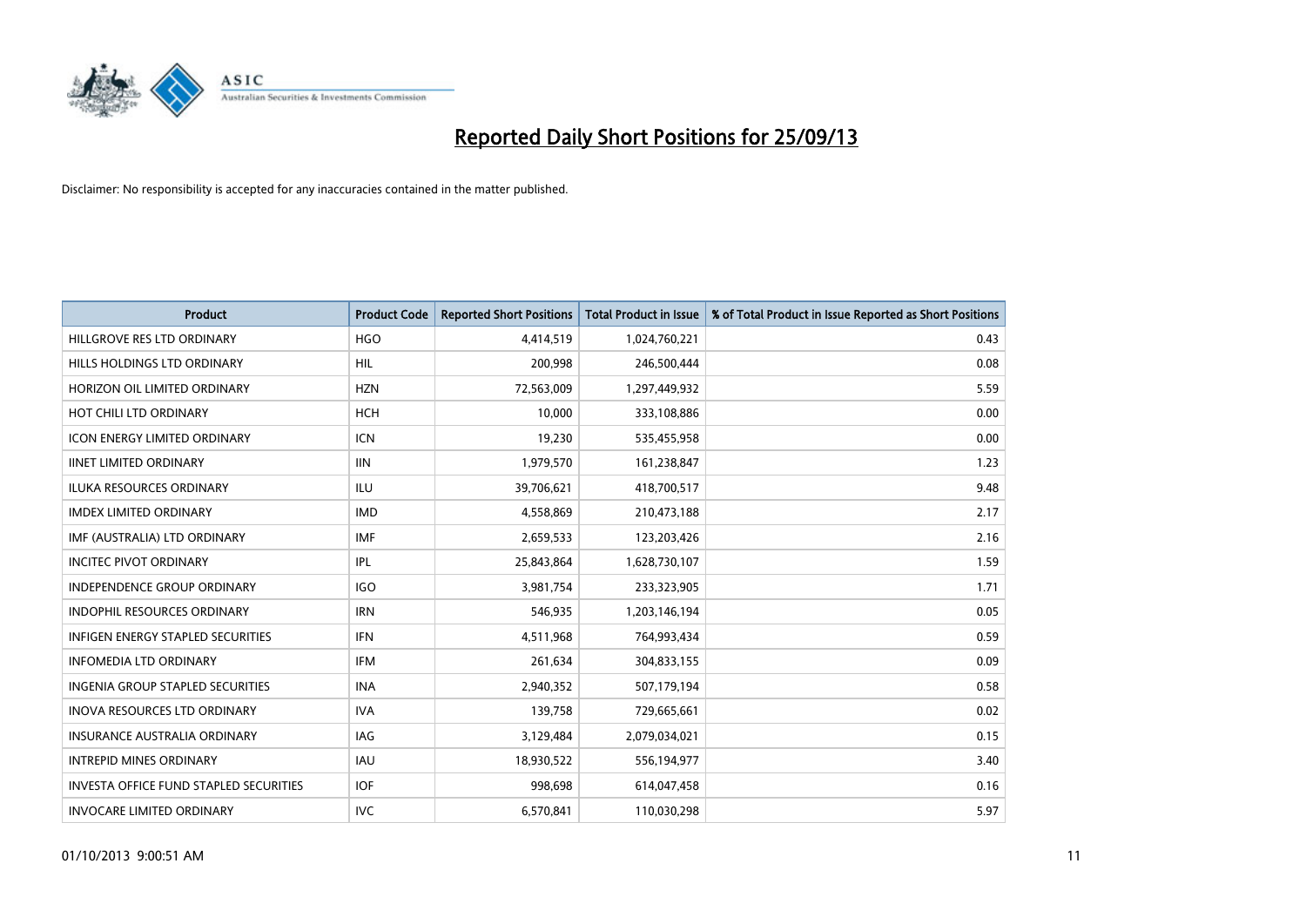# Reported Daily Short Positions for 25/09/13

Disclaimer: No responsibility is accepted for any inaccuracies contained in the matter published.

| Product | Product Code | Reported Short Positions | Total Product in Issue | % of Total Product in Issue Reported as Short Positions |
|---|---|---|---|---|
| HILLGROVE RES LTD ORDINARY | HGO | 4,414,519 | 1,024,760,221 | 0.43 |
| HILLS HOLDINGS LTD ORDINARY | HIL | 200,998 | 246,500,444 | 0.08 |
| HORIZON OIL LIMITED ORDINARY | HZN | 72,563,009 | 1,297,449,932 | 5.59 |
| HOT CHILI LTD ORDINARY | HCH | 10,000 | 333,108,886 | 0.00 |
| ICON ENERGY LIMITED ORDINARY | ICN | 19,230 | 535,455,958 | 0.00 |
| IINET LIMITED ORDINARY | IIN | 1,979,570 | 161,238,847 | 1.23 |
| ILUKA RESOURCES ORDINARY | ILU | 39,706,621 | 418,700,517 | 9.48 |
| IMDEX LIMITED ORDINARY | IMD | 4,558,869 | 210,473,188 | 2.17 |
| IMF (AUSTRALIA) LTD ORDINARY | IMF | 2,659,533 | 123,203,426 | 2.16 |
| INCITEC PIVOT ORDINARY | IPL | 25,843,864 | 1,628,730,107 | 1.59 |
| INDEPENDENCE GROUP ORDINARY | IGO | 3,981,754 | 233,323,905 | 1.71 |
| INDOPHIL RESOURCES ORDINARY | IRN | 546,935 | 1,203,146,194 | 0.05 |
| INFIGEN ENERGY STAPLED SECURITIES | IFN | 4,511,968 | 764,993,434 | 0.59 |
| INFOMEDIA LTD ORDINARY | IFM | 261,634 | 304,833,155 | 0.09 |
| INGENIA GROUP STAPLED SECURITIES | INA | 2,940,352 | 507,179,194 | 0.58 |
| INOVA RESOURCES LTD ORDINARY | IVA | 139,758 | 729,665,661 | 0.02 |
| INSURANCE AUSTRALIA ORDINARY | IAG | 3,129,484 | 2,079,034,021 | 0.15 |
| INTREPID MINES ORDINARY | IAU | 18,930,522 | 556,194,977 | 3.40 |
| INVESTA OFFICE FUND STAPLED SECURITIES | IOF | 998,698 | 614,047,458 | 0.16 |
| INVOCARE LIMITED ORDINARY | IVC | 6,570,841 | 110,030,298 | 5.97 |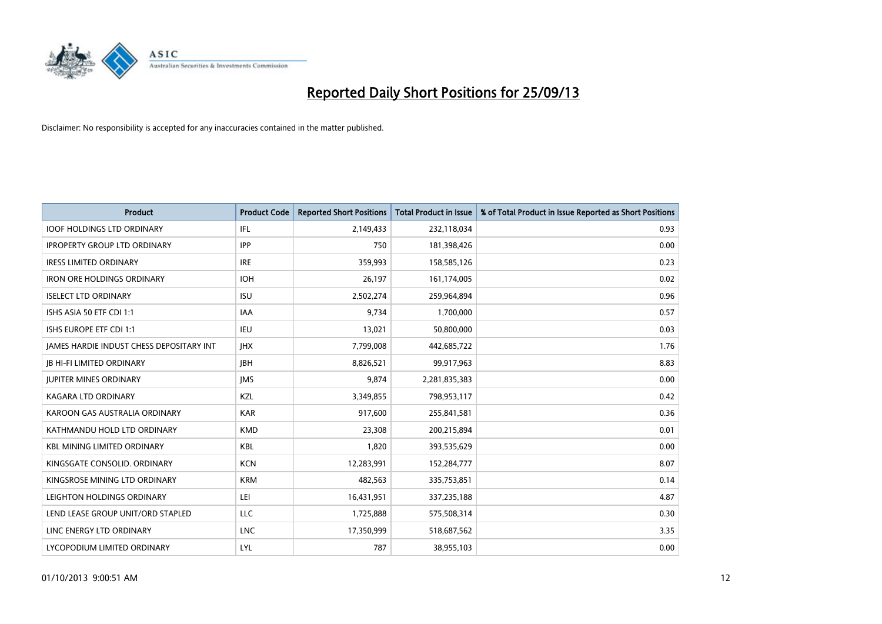# Reported Daily Short Positions for 25/09/13

Disclaimer: No responsibility is accepted for any inaccuracies contained in the matter published.

| Product | Product Code | Reported Short Positions | Total Product in Issue | % of Total Product in Issue Reported as Short Positions |
|---|---|---|---|---|
| IOOF HOLDINGS LTD ORDINARY | IFL | 2,149,433 | 232,118,034 | 0.93 |
| IPROPERTY GROUP LTD ORDINARY | IPP | 750 | 181,398,426 | 0.00 |
| IRESS LIMITED ORDINARY | IRE | 359,993 | 158,585,126 | 0.23 |
| IRON ORE HOLDINGS ORDINARY | IOH | 26,197 | 161,174,005 | 0.02 |
| ISELECT LTD ORDINARY | ISU | 2,502,274 | 259,964,894 | 0.96 |
| ISHS ASIA 50 ETF CDI 1:1 | IAA | 9,734 | 1,700,000 | 0.57 |
| ISHS EUROPE ETF CDI 1:1 | IEU | 13,021 | 50,800,000 | 0.03 |
| JAMES HARDIE INDUST CHESS DEPOSITARY INT | JHX | 7,799,008 | 442,685,722 | 1.76 |
| JB HI-FI LIMITED ORDINARY | JBH | 8,826,521 | 99,917,963 | 8.83 |
| JUPITER MINES ORDINARY | JMS | 9,874 | 2,281,835,383 | 0.00 |
| KAGARA LTD ORDINARY | KZL | 3,349,855 | 798,953,117 | 0.42 |
| KAROON GAS AUSTRALIA ORDINARY | KAR | 917,600 | 255,841,581 | 0.36 |
| KATHMANDU HOLD LTD ORDINARY | KMD | 23,308 | 200,215,894 | 0.01 |
| KBL MINING LIMITED ORDINARY | KBL | 1,820 | 393,535,629 | 0.00 |
| KINGSGATE CONSOLID. ORDINARY | KCN | 12,283,991 | 152,284,777 | 8.07 |
| KINGSROSE MINING LTD ORDINARY | KRM | 482,563 | 335,753,851 | 0.14 |
| LEIGHTON HOLDINGS ORDINARY | LEI | 16,431,951 | 337,235,188 | 4.87 |
| LEND LEASE GROUP UNIT/ORD STAPLED | LLC | 1,725,888 | 575,508,314 | 0.30 |
| LINC ENERGY LTD ORDINARY | LNC | 17,350,999 | 518,687,562 | 3.35 |
| LYCOPODIUM LIMITED ORDINARY | LYL | 787 | 38,955,103 | 0.00 |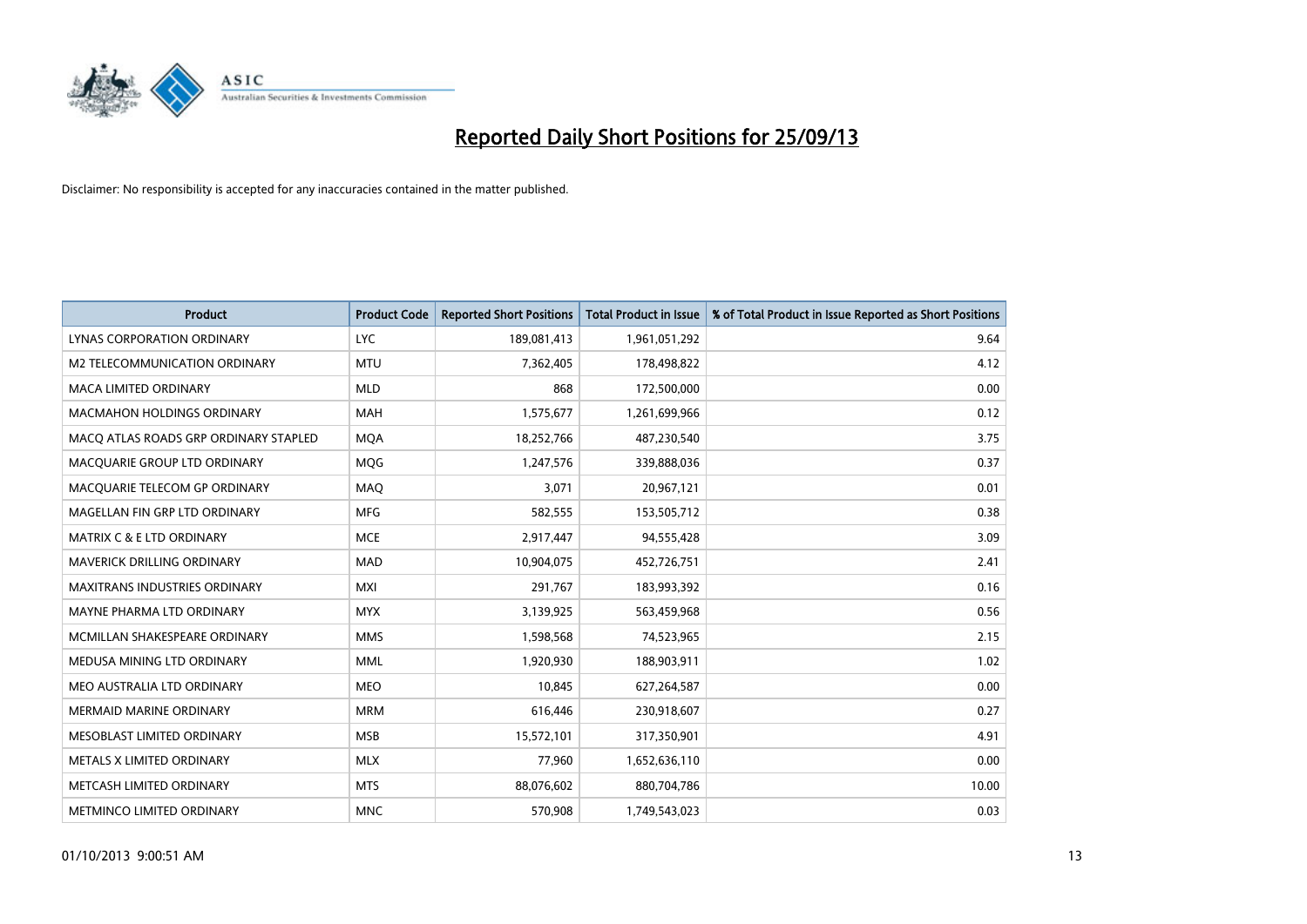# Reported Daily Short Positions for 25/09/13

Disclaimer: No responsibility is accepted for any inaccuracies contained in the matter published.

| Product | Product Code | Reported Short Positions | Total Product in Issue | % of Total Product in Issue Reported as Short Positions |
|---|---|---|---|---|
| LYNAS CORPORATION ORDINARY | LYC | 189,081,413 | 1,961,051,292 | 9.64 |
| M2 TELECOMMUNICATION ORDINARY | MTU | 7,362,405 | 178,498,822 | 4.12 |
| MACA LIMITED ORDINARY | MLD | 868 | 172,500,000 | 0.00 |
| MACMAHON HOLDINGS ORDINARY | MAH | 1,575,677 | 1,261,699,966 | 0.12 |
| MACQ ATLAS ROADS GRP ORDINARY STAPLED | MQA | 18,252,766 | 487,230,540 | 3.75 |
| MACQUARIE GROUP LTD ORDINARY | MQG | 1,247,576 | 339,888,036 | 0.37 |
| MACQUARIE TELECOM GP ORDINARY | MAQ | 3,071 | 20,967,121 | 0.01 |
| MAGELLAN FIN GRP LTD ORDINARY | MFG | 582,555 | 153,505,712 | 0.38 |
| MATRIX C & E LTD ORDINARY | MCE | 2,917,447 | 94,555,428 | 3.09 |
| MAVERICK DRILLING ORDINARY | MAD | 10,904,075 | 452,726,751 | 2.41 |
| MAXITRANS INDUSTRIES ORDINARY | MXI | 291,767 | 183,993,392 | 0.16 |
| MAYNE PHARMA LTD ORDINARY | MYX | 3,139,925 | 563,459,968 | 0.56 |
| MCMILLAN SHAKESPEARE ORDINARY | MMS | 1,598,568 | 74,523,965 | 2.15 |
| MEDUSA MINING LTD ORDINARY | MML | 1,920,930 | 188,903,911 | 1.02 |
| MEO AUSTRALIA LTD ORDINARY | MEO | 10,845 | 627,264,587 | 0.00 |
| MERMAID MARINE ORDINARY | MRM | 616,446 | 230,918,607 | 0.27 |
| MESOBLAST LIMITED ORDINARY | MSB | 15,572,101 | 317,350,901 | 4.91 |
| METALS X LIMITED ORDINARY | MLX | 77,960 | 1,652,636,110 | 0.00 |
| METCASH LIMITED ORDINARY | MTS | 88,076,602 | 880,704,786 | 10.00 |
| METMINCO LIMITED ORDINARY | MNC | 570,908 | 1,749,543,023 | 0.03 |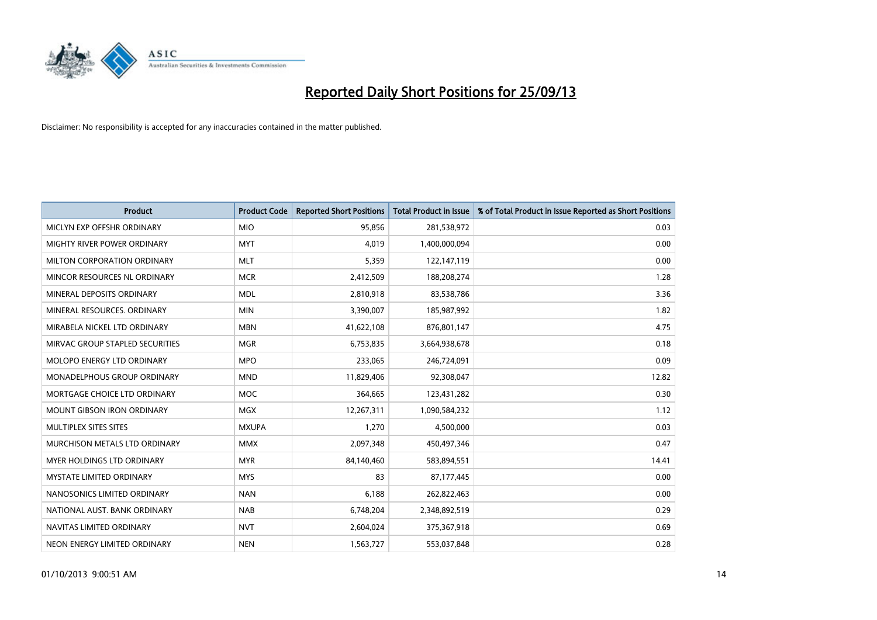# Reported Daily Short Positions for 25/09/13

Disclaimer: No responsibility is accepted for any inaccuracies contained in the matter published.

| Product | Product Code | Reported Short Positions | Total Product in Issue | % of Total Product in Issue Reported as Short Positions |
|---|---|---|---|---|
| MICLYN EXP OFFSHR ORDINARY | MIO | 95,856 | 281,538,972 | 0.03 |
| MIGHTY RIVER POWER ORDINARY | MYT | 4,019 | 1,400,000,094 | 0.00 |
| MILTON CORPORATION ORDINARY | MLT | 5,359 | 122,147,119 | 0.00 |
| MINCOR RESOURCES NL ORDINARY | MCR | 2,412,509 | 188,208,274 | 1.28 |
| MINERAL DEPOSITS ORDINARY | MDL | 2,810,918 | 83,538,786 | 3.36 |
| MINERAL RESOURCES. ORDINARY | MIN | 3,390,007 | 185,987,992 | 1.82 |
| MIRABELA NICKEL LTD ORDINARY | MBN | 41,622,108 | 876,801,147 | 4.75 |
| MIRVAC GROUP STAPLED SECURITIES | MGR | 6,753,835 | 3,664,938,678 | 0.18 |
| MOLOPO ENERGY LTD ORDINARY | MPO | 233,065 | 246,724,091 | 0.09 |
| MONADELPHOUS GROUP ORDINARY | MND | 11,829,406 | 92,308,047 | 12.82 |
| MORTGAGE CHOICE LTD ORDINARY | MOC | 364,665 | 123,431,282 | 0.30 |
| MOUNT GIBSON IRON ORDINARY | MGX | 12,267,311 | 1,090,584,232 | 1.12 |
| MULTIPLEX SITES SITES | MXUPA | 1,270 | 4,500,000 | 0.03 |
| MURCHISON METALS LTD ORDINARY | MMX | 2,097,348 | 450,497,346 | 0.47 |
| MYER HOLDINGS LTD ORDINARY | MYR | 84,140,460 | 583,894,551 | 14.41 |
| MYSTATE LIMITED ORDINARY | MYS | 83 | 87,177,445 | 0.00 |
| NANOSONICS LIMITED ORDINARY | NAN | 6,188 | 262,822,463 | 0.00 |
| NATIONAL AUST. BANK ORDINARY | NAB | 6,748,204 | 2,348,892,519 | 0.29 |
| NAVITAS LIMITED ORDINARY | NVT | 2,604,024 | 375,367,918 | 0.69 |
| NEON ENERGY LIMITED ORDINARY | NEN | 1,563,727 | 553,037,848 | 0.28 |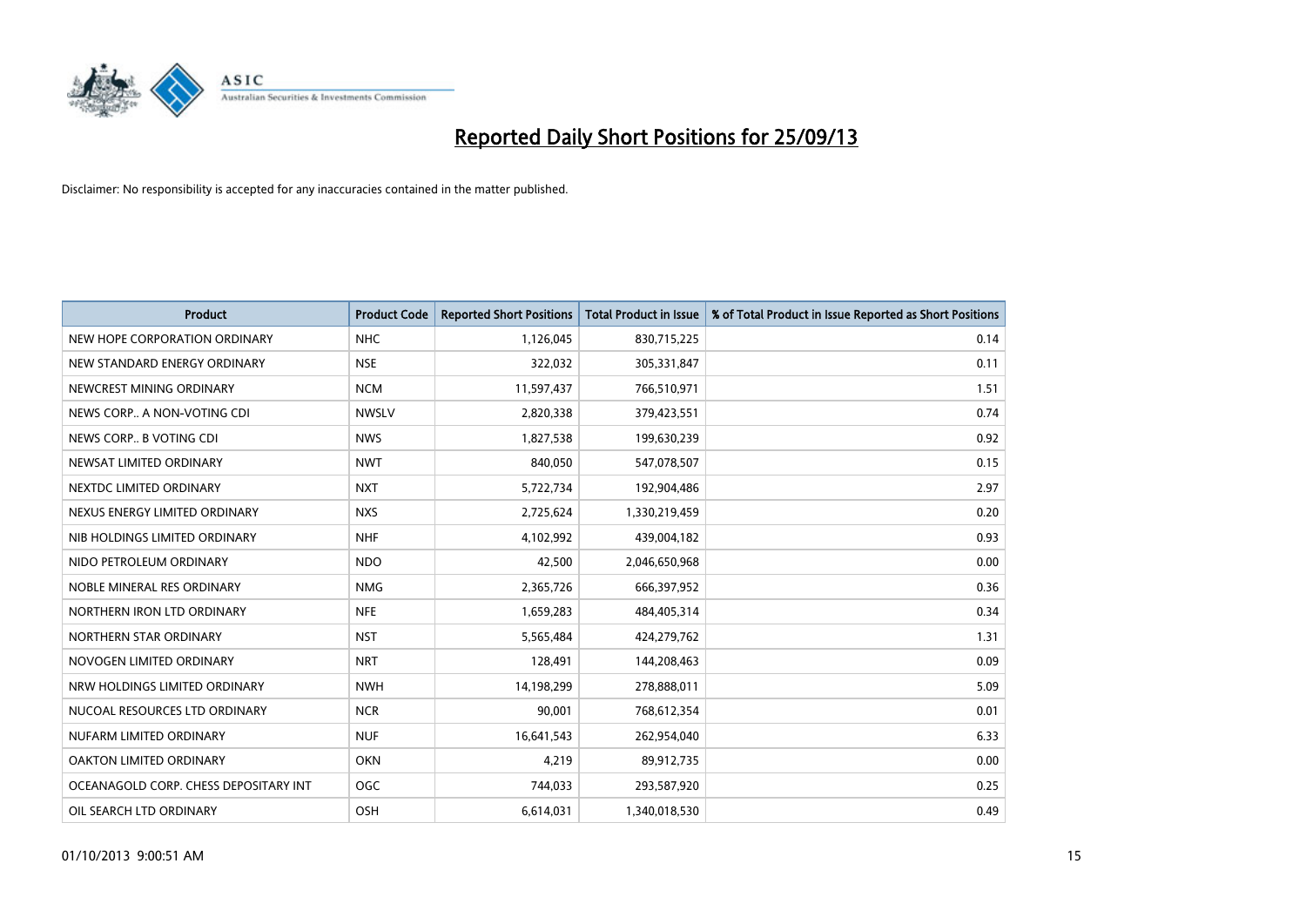# Reported Daily Short Positions for 25/09/13

Disclaimer: No responsibility is accepted for any inaccuracies contained in the matter published.

| Product | Product Code | Reported Short Positions | Total Product in Issue | % of Total Product in Issue Reported as Short Positions |
|---|---|---|---|---|
| NEW HOPE CORPORATION ORDINARY | NHC | 1,126,045 | 830,715,225 | 0.14 |
| NEW STANDARD ENERGY ORDINARY | NSE | 322,032 | 305,331,847 | 0.11 |
| NEWCREST MINING ORDINARY | NCM | 11,597,437 | 766,510,971 | 1.51 |
| NEWS CORP.. A NON-VOTING CDI | NWSLV | 2,820,338 | 379,423,551 | 0.74 |
| NEWS CORP.. B VOTING CDI | NWS | 1,827,538 | 199,630,239 | 0.92 |
| NEWSAT LIMITED ORDINARY | NWT | 840,050 | 547,078,507 | 0.15 |
| NEXTDC LIMITED ORDINARY | NXT | 5,722,734 | 192,904,486 | 2.97 |
| NEXUS ENERGY LIMITED ORDINARY | NXS | 2,725,624 | 1,330,219,459 | 0.20 |
| NIB HOLDINGS LIMITED ORDINARY | NHF | 4,102,992 | 439,004,182 | 0.93 |
| NIDO PETROLEUM ORDINARY | NDO | 42,500 | 2,046,650,968 | 0.00 |
| NOBLE MINERAL RES ORDINARY | NMG | 2,365,726 | 666,397,952 | 0.36 |
| NORTHERN IRON LTD ORDINARY | NFE | 1,659,283 | 484,405,314 | 0.34 |
| NORTHERN STAR ORDINARY | NST | 5,565,484 | 424,279,762 | 1.31 |
| NOVOGEN LIMITED ORDINARY | NRT | 128,491 | 144,208,463 | 0.09 |
| NRW HOLDINGS LIMITED ORDINARY | NWH | 14,198,299 | 278,888,011 | 5.09 |
| NUCOAL RESOURCES LTD ORDINARY | NCR | 90,001 | 768,612,354 | 0.01 |
| NUFARM LIMITED ORDINARY | NUF | 16,641,543 | 262,954,040 | 6.33 |
| OAKTON LIMITED ORDINARY | OKN | 4,219 | 89,912,735 | 0.00 |
| OCEANAGOLD CORP. CHESS DEPOSITARY INT | OGC | 744,033 | 293,587,920 | 0.25 |
| OIL SEARCH LTD ORDINARY | OSH | 6,614,031 | 1,340,018,530 | 0.49 |

01/10/2013 9:00:51 AM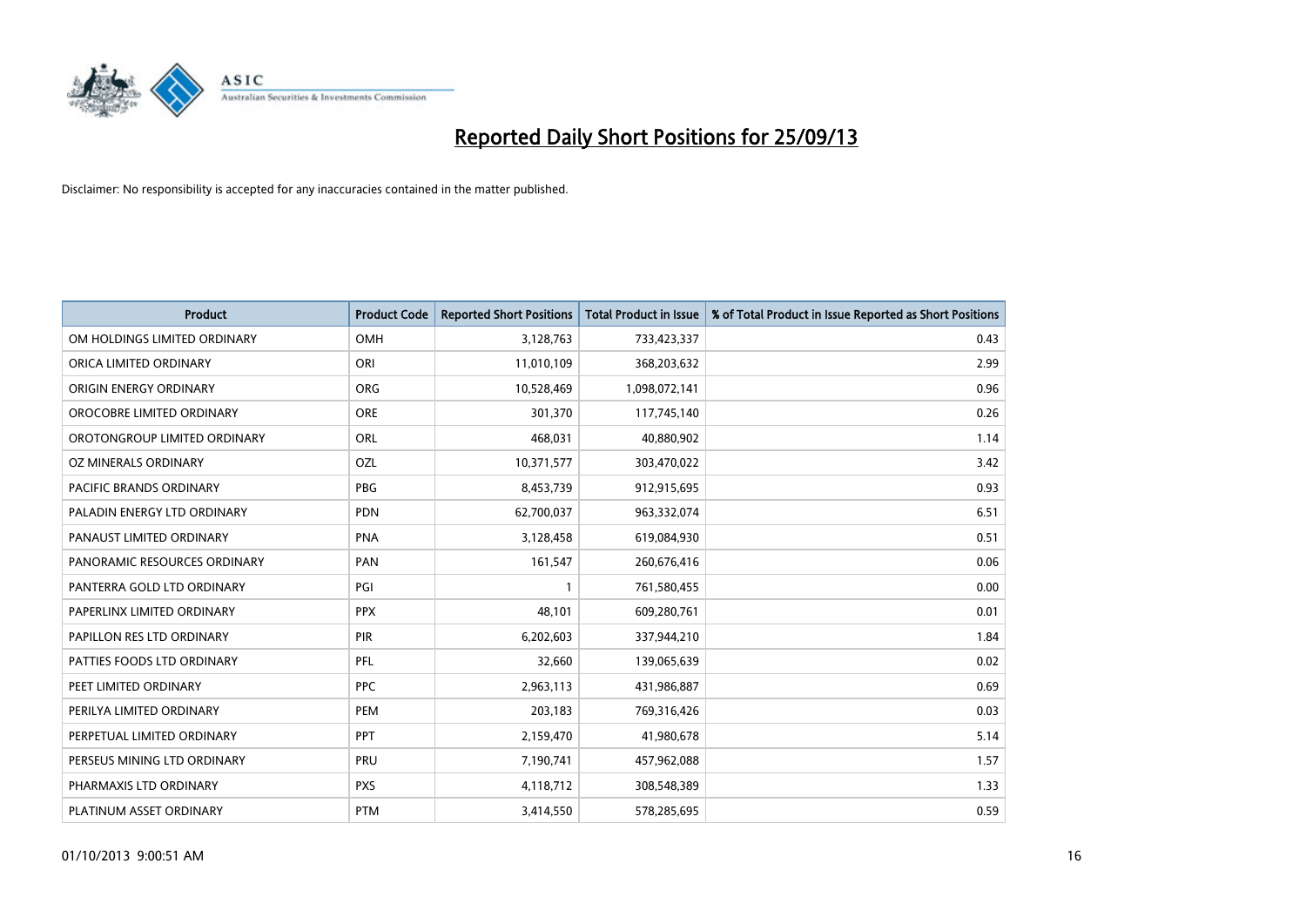# Reported Daily Short Positions for 25/09/13

Disclaimer: No responsibility is accepted for any inaccuracies contained in the matter published.

| Product | Product Code | Reported Short Positions | Total Product in Issue | % of Total Product in Issue Reported as Short Positions |
| --- | --- | --- | --- | --- |
| OM HOLDINGS LIMITED ORDINARY | OMH | 3,128,763 | 733,423,337 | 0.43 |
| ORICA LIMITED ORDINARY | ORI | 11,010,109 | 368,203,632 | 2.99 |
| ORIGIN ENERGY ORDINARY | ORG | 10,528,469 | 1,098,072,141 | 0.96 |
| OROCOBRE LIMITED ORDINARY | ORE | 301,370 | 117,745,140 | 0.26 |
| OROTONGROUP LIMITED ORDINARY | ORL | 468,031 | 40,880,902 | 1.14 |
| OZ MINERALS ORDINARY | OZL | 10,371,577 | 303,470,022 | 3.42 |
| PACIFIC BRANDS ORDINARY | PBG | 8,453,739 | 912,915,695 | 0.93 |
| PALADIN ENERGY LTD ORDINARY | PDN | 62,700,037 | 963,332,074 | 6.51 |
| PANAUST LIMITED ORDINARY | PNA | 3,128,458 | 619,084,930 | 0.51 |
| PANORAMIC RESOURCES ORDINARY | PAN | 161,547 | 260,676,416 | 0.06 |
| PANTERRA GOLD LTD ORDINARY | PGI | 1 | 761,580,455 | 0.00 |
| PAPERLINX LIMITED ORDINARY | PPX | 48,101 | 609,280,761 | 0.01 |
| PAPILLON RES LTD ORDINARY | PIR | 6,202,603 | 337,944,210 | 1.84 |
| PATTIES FOODS LTD ORDINARY | PFL | 32,660 | 139,065,639 | 0.02 |
| PEET LIMITED ORDINARY | PPC | 2,963,113 | 431,986,887 | 0.69 |
| PERILYA LIMITED ORDINARY | PEM | 203,183 | 769,316,426 | 0.03 |
| PERPETUAL LIMITED ORDINARY | PPT | 2,159,470 | 41,980,678 | 5.14 |
| PERSEUS MINING LTD ORDINARY | PRU | 7,190,741 | 457,962,088 | 1.57 |
| PHARMAXIS LTD ORDINARY | PXS | 4,118,712 | 308,548,389 | 1.33 |
| PLATINUM ASSET ORDINARY | PTM | 3,414,550 | 578,285,695 | 0.59 |

01/10/2013 9:00:51 AM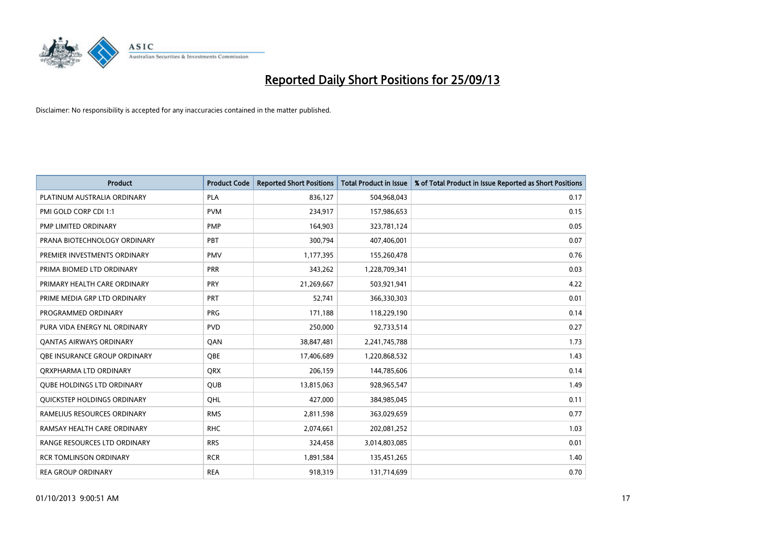# Reported Daily Short Positions for 25/09/13

Disclaimer: No responsibility is accepted for any inaccuracies contained in the matter published.

| Product | Product Code | Reported Short Positions | Total Product in Issue | % of Total Product in Issue Reported as Short Positions |
|---|---|---|---|---|
| PLATINUM AUSTRALIA ORDINARY | PLA | 836,127 | 504,968,043 | 0.17 |
| PMI GOLD CORP CDI 1:1 | PVM | 234,917 | 157,986,653 | 0.15 |
| PMP LIMITED ORDINARY | PMP | 164,903 | 323,781,124 | 0.05 |
| PRANA BIOTECHNOLOGY ORDINARY | PBT | 300,794 | 407,406,001 | 0.07 |
| PREMIER INVESTMENTS ORDINARY | PMV | 1,177,395 | 155,260,478 | 0.76 |
| PRIMA BIOMED LTD ORDINARY | PRR | 343,262 | 1,228,709,341 | 0.03 |
| PRIMARY HEALTH CARE ORDINARY | PRY | 21,269,667 | 503,921,941 | 4.22 |
| PRIME MEDIA GRP LTD ORDINARY | PRT | 52,741 | 366,330,303 | 0.01 |
| PROGRAMMED ORDINARY | PRG | 171,188 | 118,229,190 | 0.14 |
| PURA VIDA ENERGY NL ORDINARY | PVD | 250,000 | 92,733,514 | 0.27 |
| QANTAS AIRWAYS ORDINARY | QAN | 38,847,481 | 2,241,745,788 | 1.73 |
| QBE INSURANCE GROUP ORDINARY | QBE | 17,406,689 | 1,220,868,532 | 1.43 |
| QRXPHARMA LTD ORDINARY | QRX | 206,159 | 144,785,606 | 0.14 |
| QUBE HOLDINGS LTD ORDINARY | QUB | 13,815,063 | 928,965,547 | 1.49 |
| QUICKSTEP HOLDINGS ORDINARY | QHL | 427,000 | 384,985,045 | 0.11 |
| RAMELIUS RESOURCES ORDINARY | RMS | 2,811,598 | 363,029,659 | 0.77 |
| RAMSAY HEALTH CARE ORDINARY | RHC | 2,074,661 | 202,081,252 | 1.03 |
| RANGE RESOURCES LTD ORDINARY | RRS | 324,458 | 3,014,803,085 | 0.01 |
| RCR TOMLINSON ORDINARY | RCR | 1,891,584 | 135,451,265 | 1.40 |
| REA GROUP ORDINARY | REA | 918,319 | 131,714,699 | 0.70 |

01/10/2013 9:00:51 AM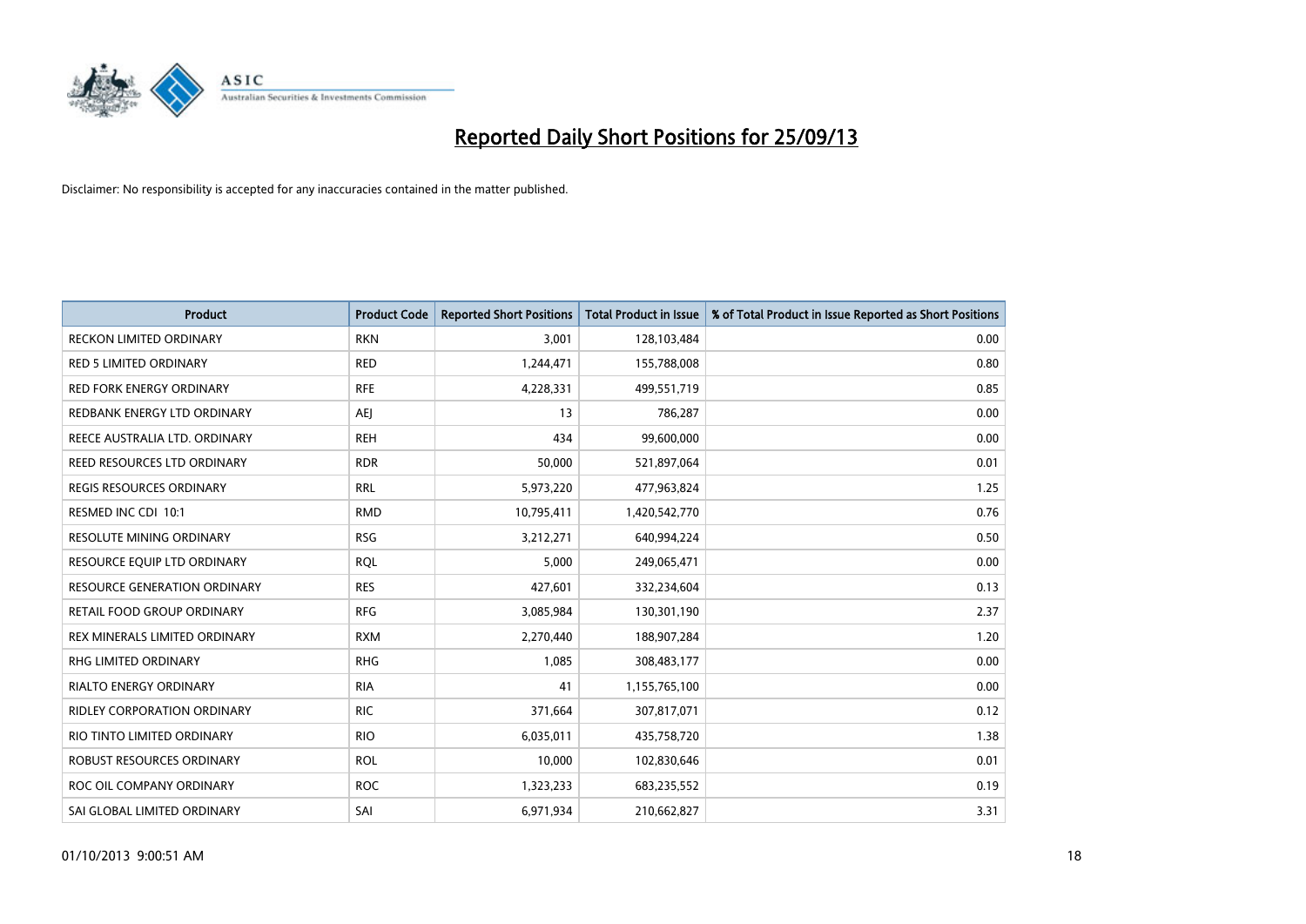# Reported Daily Short Positions for 25/09/13

Disclaimer: No responsibility is accepted for any inaccuracies contained in the matter published.

| Product | Product Code | Reported Short Positions | Total Product in Issue | % of Total Product in Issue Reported as Short Positions |
| --- | --- | --- | --- | --- |
| RECKON LIMITED ORDINARY | RKN | 3,001 | 128,103,484 | 0.00 |
| RED 5 LIMITED ORDINARY | RED | 1,244,471 | 155,788,008 | 0.80 |
| RED FORK ENERGY ORDINARY | RFE | 4,228,331 | 499,551,719 | 0.85 |
| REDBANK ENERGY LTD ORDINARY | AEJ | 13 | 786,287 | 0.00 |
| REECE AUSTRALIA LTD. ORDINARY | REH | 434 | 99,600,000 | 0.00 |
| REED RESOURCES LTD ORDINARY | RDR | 50,000 | 521,897,064 | 0.01 |
| REGIS RESOURCES ORDINARY | RRL | 5,973,220 | 477,963,824 | 1.25 |
| RESMED INC CDI 10:1 | RMD | 10,795,411 | 1,420,542,770 | 0.76 |
| RESOLUTE MINING ORDINARY | RSG | 3,212,271 | 640,994,224 | 0.50 |
| RESOURCE EQUIP LTD ORDINARY | RQL | 5,000 | 249,065,471 | 0.00 |
| RESOURCE GENERATION ORDINARY | RES | 427,601 | 332,234,604 | 0.13 |
| RETAIL FOOD GROUP ORDINARY | RFG | 3,085,984 | 130,301,190 | 2.37 |
| REX MINERALS LIMITED ORDINARY | RXM | 2,270,440 | 188,907,284 | 1.20 |
| RHG LIMITED ORDINARY | RHG | 1,085 | 308,483,177 | 0.00 |
| RIALTO ENERGY ORDINARY | RIA | 41 | 1,155,765,100 | 0.00 |
| RIDLEY CORPORATION ORDINARY | RIC | 371,664 | 307,817,071 | 0.12 |
| RIO TINTO LIMITED ORDINARY | RIO | 6,035,011 | 435,758,720 | 1.38 |
| ROBUST RESOURCES ORDINARY | ROL | 10,000 | 102,830,646 | 0.01 |
| ROC OIL COMPANY ORDINARY | ROC | 1,323,233 | 683,235,552 | 0.19 |
| SAI GLOBAL LIMITED ORDINARY | SAI | 6,971,934 | 210,662,827 | 3.31 |

01/10/2013 9:00:51 AM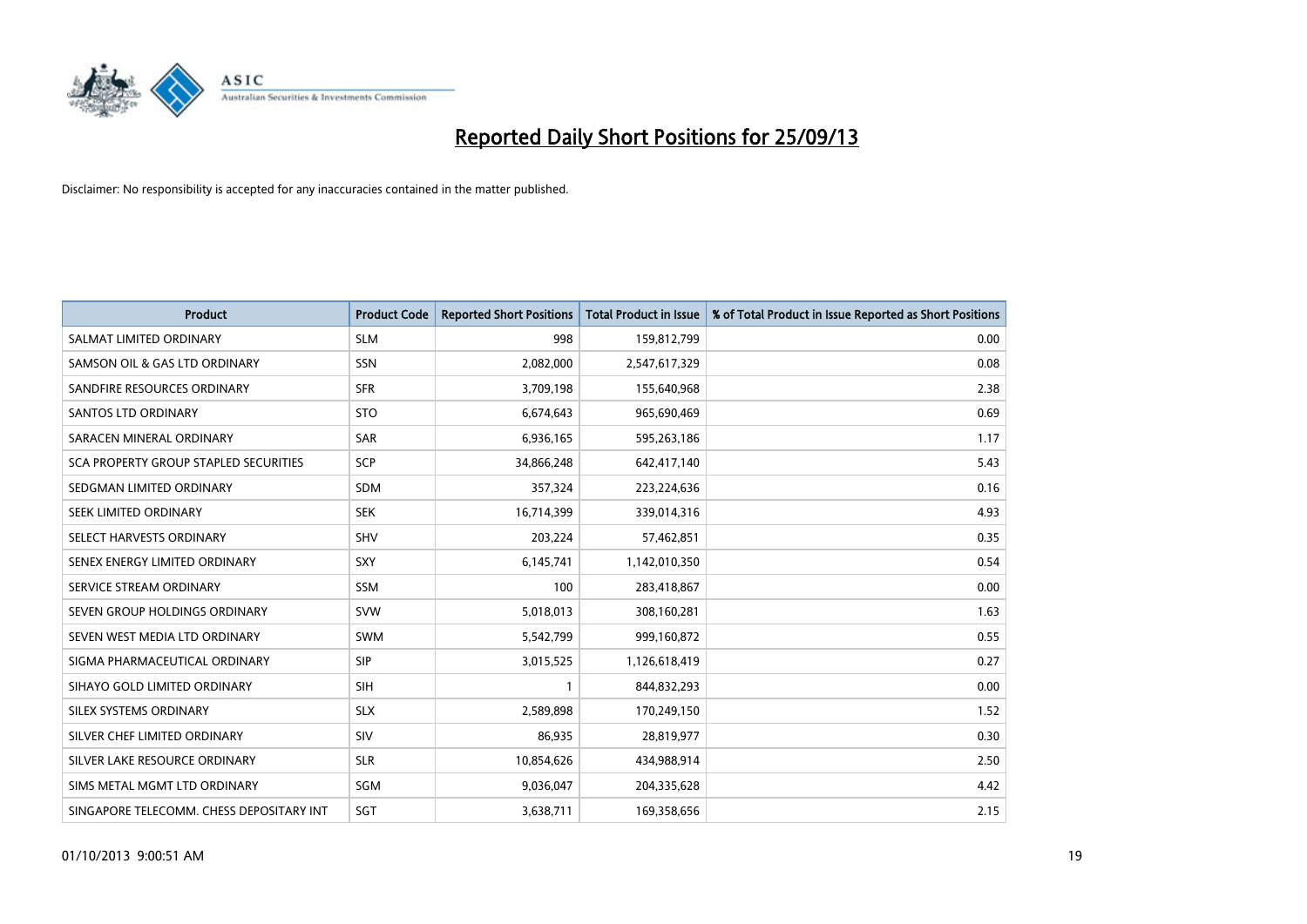# Reported Daily Short Positions for 25/09/13

Disclaimer: No responsibility is accepted for any inaccuracies contained in the matter published.

| Product | Product Code | Reported Short Positions | Total Product in Issue | % of Total Product in Issue Reported as Short Positions |
|---|---|---|---|---|
| SALMAT LIMITED ORDINARY | SLM | 998 | 159,812,799 | 0.00 |
| SAMSON OIL & GAS LTD ORDINARY | SSN | 2,082,000 | 2,547,617,329 | 0.08 |
| SANDFIRE RESOURCES ORDINARY | SFR | 3,709,198 | 155,640,968 | 2.38 |
| SANTOS LTD ORDINARY | STO | 6,674,643 | 965,690,469 | 0.69 |
| SARACEN MINERAL ORDINARY | SAR | 6,936,165 | 595,263,186 | 1.17 |
| SCA PROPERTY GROUP STAPLED SECURITIES | SCP | 34,866,248 | 642,417,140 | 5.43 |
| SEDGMAN LIMITED ORDINARY | SDM | 357,324 | 223,224,636 | 0.16 |
| SEEK LIMITED ORDINARY | SEK | 16,714,399 | 339,014,316 | 4.93 |
| SELECT HARVESTS ORDINARY | SHV | 203,224 | 57,462,851 | 0.35 |
| SENEX ENERGY LIMITED ORDINARY | SXY | 6,145,741 | 1,142,010,350 | 0.54 |
| SERVICE STREAM ORDINARY | SSM | 100 | 283,418,867 | 0.00 |
| SEVEN GROUP HOLDINGS ORDINARY | SVW | 5,018,013 | 308,160,281 | 1.63 |
| SEVEN WEST MEDIA LTD ORDINARY | SWM | 5,542,799 | 999,160,872 | 0.55 |
| SIGMA PHARMACEUTICAL ORDINARY | SIP | 3,015,525 | 1,126,618,419 | 0.27 |
| SIHAYO GOLD LIMITED ORDINARY | SIH | 1 | 844,832,293 | 0.00 |
| SILEX SYSTEMS ORDINARY | SLX | 2,589,898 | 170,249,150 | 1.52 |
| SILVER CHEF LIMITED ORDINARY | SIV | 86,935 | 28,819,977 | 0.30 |
| SILVER LAKE RESOURCE ORDINARY | SLR | 10,854,626 | 434,988,914 | 2.50 |
| SIMS METAL MGMT LTD ORDINARY | SGM | 9,036,047 | 204,335,628 | 4.42 |
| SINGAPORE TELECOMM. CHESS DEPOSITARY INT | SGT | 3,638,711 | 169,358,656 | 2.15 |

01/10/2013 9:00:51 AM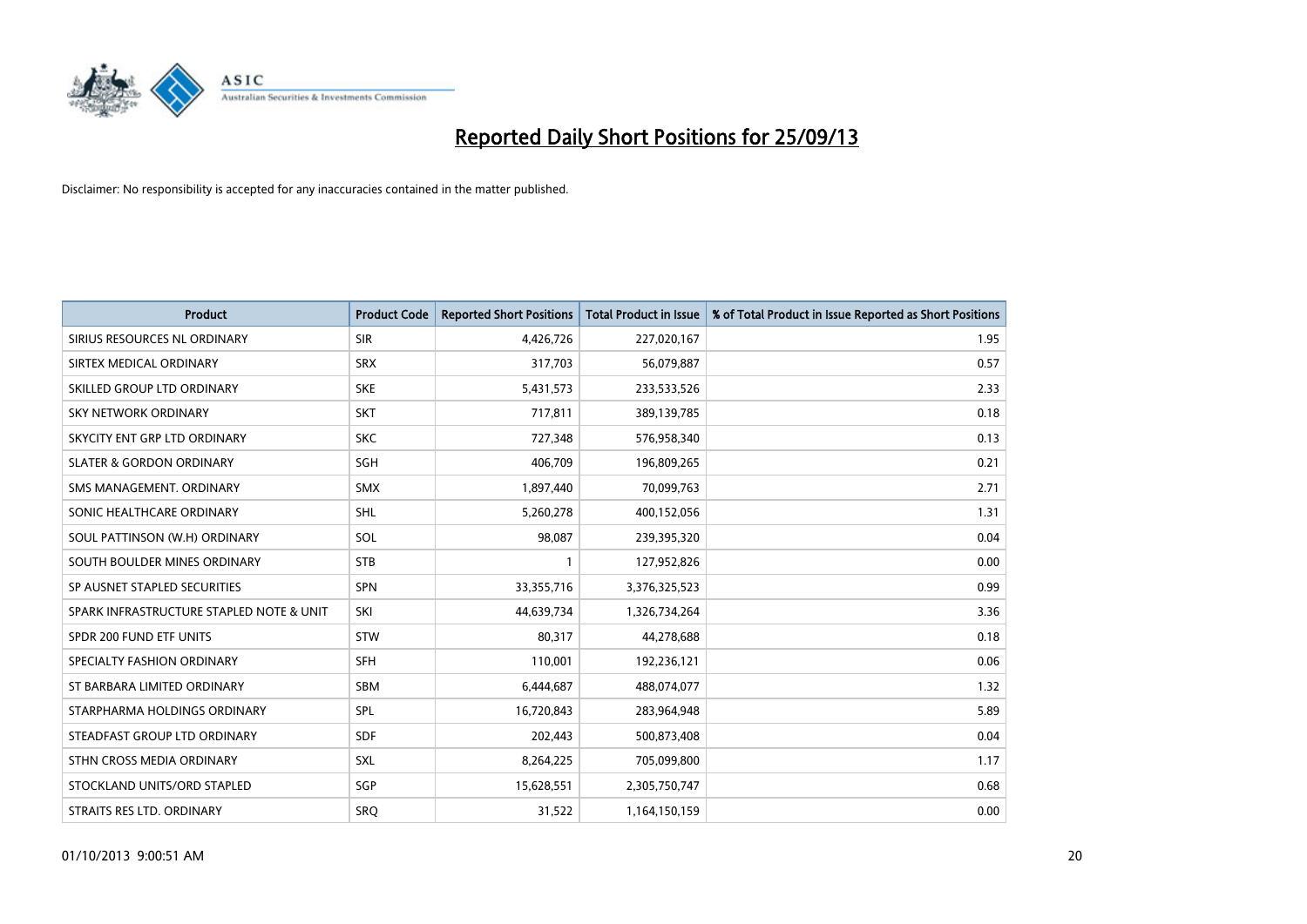# Reported Daily Short Positions for 25/09/13

Disclaimer: No responsibility is accepted for any inaccuracies contained in the matter published.

| Product | Product Code | Reported Short Positions | Total Product in Issue | % of Total Product in Issue Reported as Short Positions |
|---|---|---|---|---|
| SIRIUS RESOURCES NL ORDINARY | SIR | 4,426,726 | 227,020,167 | 1.95 |
| SIRTEX MEDICAL ORDINARY | SRX | 317,703 | 56,079,887 | 0.57 |
| SKILLED GROUP LTD ORDINARY | SKE | 5,431,573 | 233,533,526 | 2.33 |
| SKY NETWORK ORDINARY | SKT | 717,811 | 389,139,785 | 0.18 |
| SKYCITY ENT GRP LTD ORDINARY | SKC | 727,348 | 576,958,340 | 0.13 |
| SLATER & GORDON ORDINARY | SGH | 406,709 | 196,809,265 | 0.21 |
| SMS MANAGEMENT. ORDINARY | SMX | 1,897,440 | 70,099,763 | 2.71 |
| SONIC HEALTHCARE ORDINARY | SHL | 5,260,278 | 400,152,056 | 1.31 |
| SOUL PATTINSON (W.H) ORDINARY | SOL | 98,087 | 239,395,320 | 0.04 |
| SOUTH BOULDER MINES ORDINARY | STB | 1 | 127,952,826 | 0.00 |
| SP AUSNET STAPLED SECURITIES | SPN | 33,355,716 | 3,376,325,523 | 0.99 |
| SPARK INFRASTRUCTURE STAPLED NOTE & UNIT | SKI | 44,639,734 | 1,326,734,264 | 3.36 |
| SPDR 200 FUND ETF UNITS | STW | 80,317 | 44,278,688 | 0.18 |
| SPECIALTY FASHION ORDINARY | SFH | 110,001 | 192,236,121 | 0.06 |
| ST BARBARA LIMITED ORDINARY | SBM | 6,444,687 | 488,074,077 | 1.32 |
| STARPHARMA HOLDINGS ORDINARY | SPL | 16,720,843 | 283,964,948 | 5.89 |
| STEADFAST GROUP LTD ORDINARY | SDF | 202,443 | 500,873,408 | 0.04 |
| STHN CROSS MEDIA ORDINARY | SXL | 8,264,225 | 705,099,800 | 1.17 |
| STOCKLAND UNITS/ORD STAPLED | SGP | 15,628,551 | 2,305,750,747 | 0.68 |
| STRAITS RES LTD. ORDINARY | SRQ | 31,522 | 1,164,150,159 | 0.00 |

01/10/2013 9:00:51 AM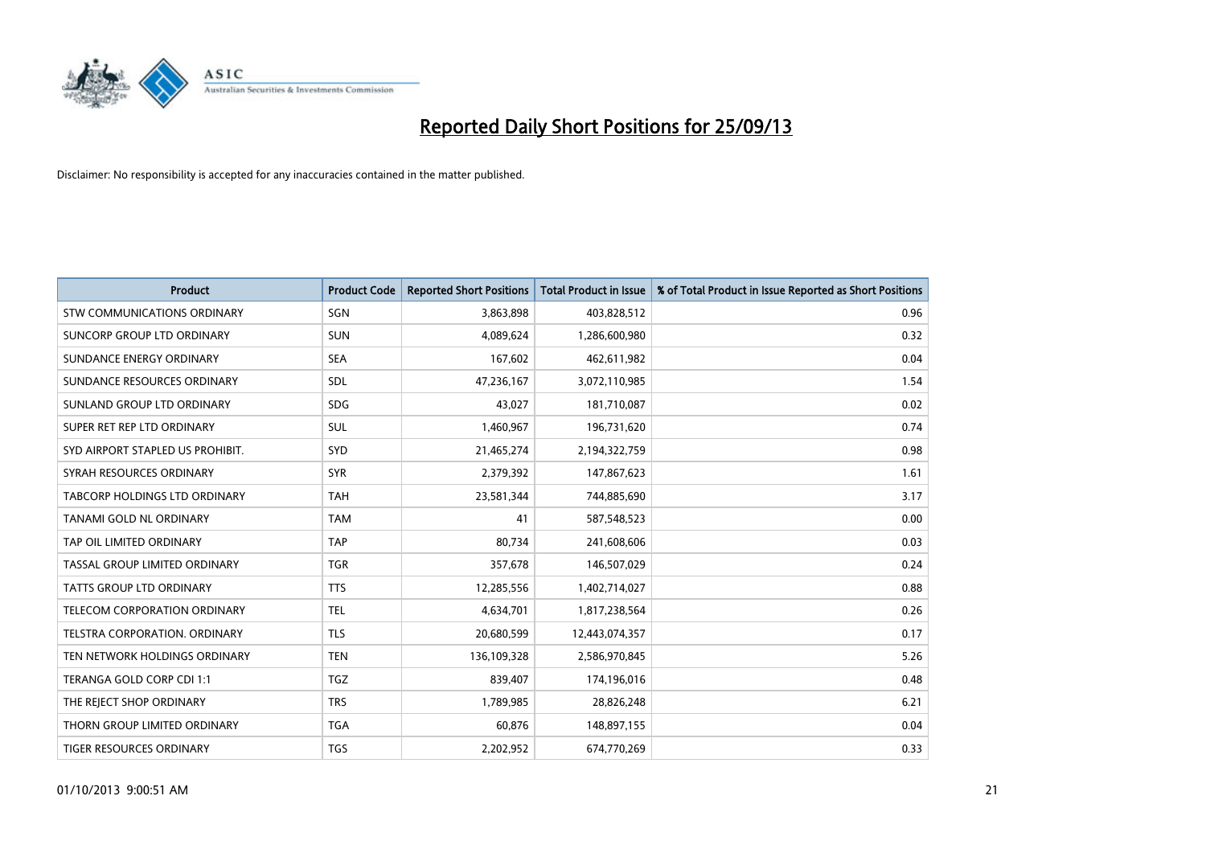# Reported Daily Short Positions for 25/09/13

Disclaimer: No responsibility is accepted for any inaccuracies contained in the matter published.

| Product | Product Code | Reported Short Positions | Total Product in Issue | % of Total Product in Issue Reported as Short Positions |
|---|---|---|---|---|
| STW COMMUNICATIONS ORDINARY | SGN | 3,863,898 | 403,828,512 | 0.96 |
| SUNCORP GROUP LTD ORDINARY | SUN | 4,089,624 | 1,286,600,980 | 0.32 |
| SUNDANCE ENERGY ORDINARY | SEA | 167,602 | 462,611,982 | 0.04 |
| SUNDANCE RESOURCES ORDINARY | SDL | 47,236,167 | 3,072,110,985 | 1.54 |
| SUNLAND GROUP LTD ORDINARY | SDG | 43,027 | 181,710,087 | 0.02 |
| SUPER RET REP LTD ORDINARY | SUL | 1,460,967 | 196,731,620 | 0.74 |
| SYD AIRPORT STAPLED US PROHIBIT. | SYD | 21,465,274 | 2,194,322,759 | 0.98 |
| SYRAH RESOURCES ORDINARY | SYR | 2,379,392 | 147,867,623 | 1.61 |
| TABCORP HOLDINGS LTD ORDINARY | TAH | 23,581,344 | 744,885,690 | 3.17 |
| TANAMI GOLD NL ORDINARY | TAM | 41 | 587,548,523 | 0.00 |
| TAP OIL LIMITED ORDINARY | TAP | 80,734 | 241,608,606 | 0.03 |
| TASSAL GROUP LIMITED ORDINARY | TGR | 357,678 | 146,507,029 | 0.24 |
| TATTS GROUP LTD ORDINARY | TTS | 12,285,556 | 1,402,714,027 | 0.88 |
| TELECOM CORPORATION ORDINARY | TEL | 4,634,701 | 1,817,238,564 | 0.26 |
| TELSTRA CORPORATION. ORDINARY | TLS | 20,680,599 | 12,443,074,357 | 0.17 |
| TEN NETWORK HOLDINGS ORDINARY | TEN | 136,109,328 | 2,586,970,845 | 5.26 |
| TERANGA GOLD CORP CDI 1:1 | TGZ | 839,407 | 174,196,016 | 0.48 |
| THE REJECT SHOP ORDINARY | TRS | 1,789,985 | 28,826,248 | 6.21 |
| THORN GROUP LIMITED ORDINARY | TGA | 60,876 | 148,897,155 | 0.04 |
| TIGER RESOURCES ORDINARY | TGS | 2,202,952 | 674,770,269 | 0.33 |

01/10/2013 9:00:51 AM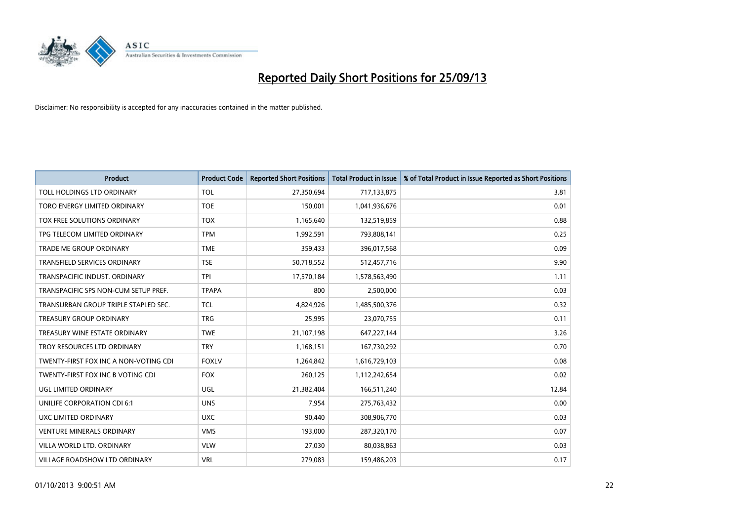# Reported Daily Short Positions for 25/09/13

Disclaimer: No responsibility is accepted for any inaccuracies contained in the matter published.

| Product | Product Code | Reported Short Positions | Total Product in Issue | % of Total Product in Issue Reported as Short Positions |
| --- | --- | --- | --- | --- |
| TOLL HOLDINGS LTD ORDINARY | TOL | 27,350,694 | 717,133,875 | 3.81 |
| TORO ENERGY LIMITED ORDINARY | TOE | 150,001 | 1,041,936,676 | 0.01 |
| TOX FREE SOLUTIONS ORDINARY | TOX | 1,165,640 | 132,519,859 | 0.88 |
| TPG TELECOM LIMITED ORDINARY | TPM | 1,992,591 | 793,808,141 | 0.25 |
| TRADE ME GROUP ORDINARY | TME | 359,433 | 396,017,568 | 0.09 |
| TRANSFIELD SERVICES ORDINARY | TSE | 50,718,552 | 512,457,716 | 9.90 |
| TRANSPACIFIC INDUST. ORDINARY | TPI | 17,570,184 | 1,578,563,490 | 1.11 |
| TRANSPACIFIC SPS NON-CUM SETUP PREF. | TPAPA | 800 | 2,500,000 | 0.03 |
| TRANSURBAN GROUP TRIPLE STAPLED SEC. | TCL | 4,824,926 | 1,485,500,376 | 0.32 |
| TREASURY GROUP ORDINARY | TRG | 25,995 | 23,070,755 | 0.11 |
| TREASURY WINE ESTATE ORDINARY | TWE | 21,107,198 | 647,227,144 | 3.26 |
| TROY RESOURCES LTD ORDINARY | TRY | 1,168,151 | 167,730,292 | 0.70 |
| TWENTY-FIRST FOX INC A NON-VOTING CDI | FOXLV | 1,264,842 | 1,616,729,103 | 0.08 |
| TWENTY-FIRST FOX INC B VOTING CDI | FOX | 260,125 | 1,112,242,654 | 0.02 |
| UGL LIMITED ORDINARY | UGL | 21,382,404 | 166,511,240 | 12.84 |
| UNILIFE CORPORATION CDI 6:1 | UNS | 7,954 | 275,763,432 | 0.00 |
| UXC LIMITED ORDINARY | UXC | 90,440 | 308,906,770 | 0.03 |
| VENTURE MINERALS ORDINARY | VMS | 193,000 | 287,320,170 | 0.07 |
| VILLA WORLD LTD. ORDINARY | VLW | 27,030 | 80,038,863 | 0.03 |
| VILLAGE ROADSHOW LTD ORDINARY | VRL | 279,083 | 159,486,203 | 0.17 |

01/10/2013 9:00:51 AM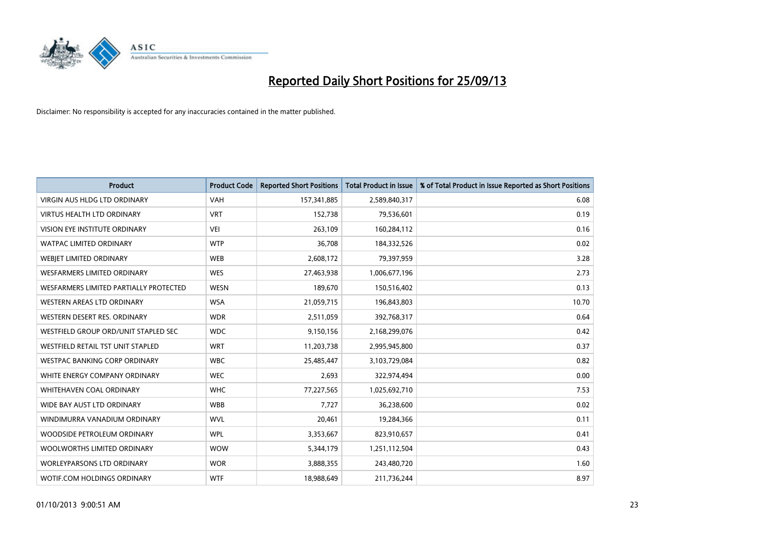# Reported Daily Short Positions for 25/09/13

Disclaimer: No responsibility is accepted for any inaccuracies contained in the matter published.

| Product | Product Code | Reported Short Positions | Total Product in Issue | % of Total Product in Issue Reported as Short Positions |
|---|---|---|---|---|
| VIRGIN AUS HLDG LTD ORDINARY | VAH | 157,341,885 | 2,589,840,317 | 6.08 |
| VIRTUS HEALTH LTD ORDINARY | VRT | 152,738 | 79,536,601 | 0.19 |
| VISION EYE INSTITUTE ORDINARY | VEI | 263,109 | 160,284,112 | 0.16 |
| WATPAC LIMITED ORDINARY | WTP | 36,708 | 184,332,526 | 0.02 |
| WEBJET LIMITED ORDINARY | WEB | 2,608,172 | 79,397,959 | 3.28 |
| WESFARMERS LIMITED ORDINARY | WES | 27,463,938 | 1,006,677,196 | 2.73 |
| WESFARMERS LIMITED PARTIALLY PROTECTED | WESN | 189,670 | 150,516,402 | 0.13 |
| WESTERN AREAS LTD ORDINARY | WSA | 21,059,715 | 196,843,803 | 10.70 |
| WESTERN DESERT RES. ORDINARY | WDR | 2,511,059 | 392,768,317 | 0.64 |
| WESTFIELD GROUP ORD/UNIT STAPLED SEC | WDC | 9,150,156 | 2,168,299,076 | 0.42 |
| WESTFIELD RETAIL TST UNIT STAPLED | WRT | 11,203,738 | 2,995,945,800 | 0.37 |
| WESTPAC BANKING CORP ORDINARY | WBC | 25,485,447 | 3,103,729,084 | 0.82 |
| WHITE ENERGY COMPANY ORDINARY | WEC | 2,693 | 322,974,494 | 0.00 |
| WHITEHAVEN COAL ORDINARY | WHC | 77,227,565 | 1,025,692,710 | 7.53 |
| WIDE BAY AUST LTD ORDINARY | WBB | 7,727 | 36,238,600 | 0.02 |
| WINDIMURRA VANADIUM ORDINARY | WVL | 20,461 | 19,284,366 | 0.11 |
| WOODSIDE PETROLEUM ORDINARY | WPL | 3,353,667 | 823,910,657 | 0.41 |
| WOOLWORTHS LIMITED ORDINARY | WOW | 5,344,179 | 1,251,112,504 | 0.43 |
| WORLEYPARSONS LTD ORDINARY | WOR | 3,888,355 | 243,480,720 | 1.60 |
| WOTIF.COM HOLDINGS ORDINARY | WTF | 18,988,649 | 211,736,244 | 8.97 |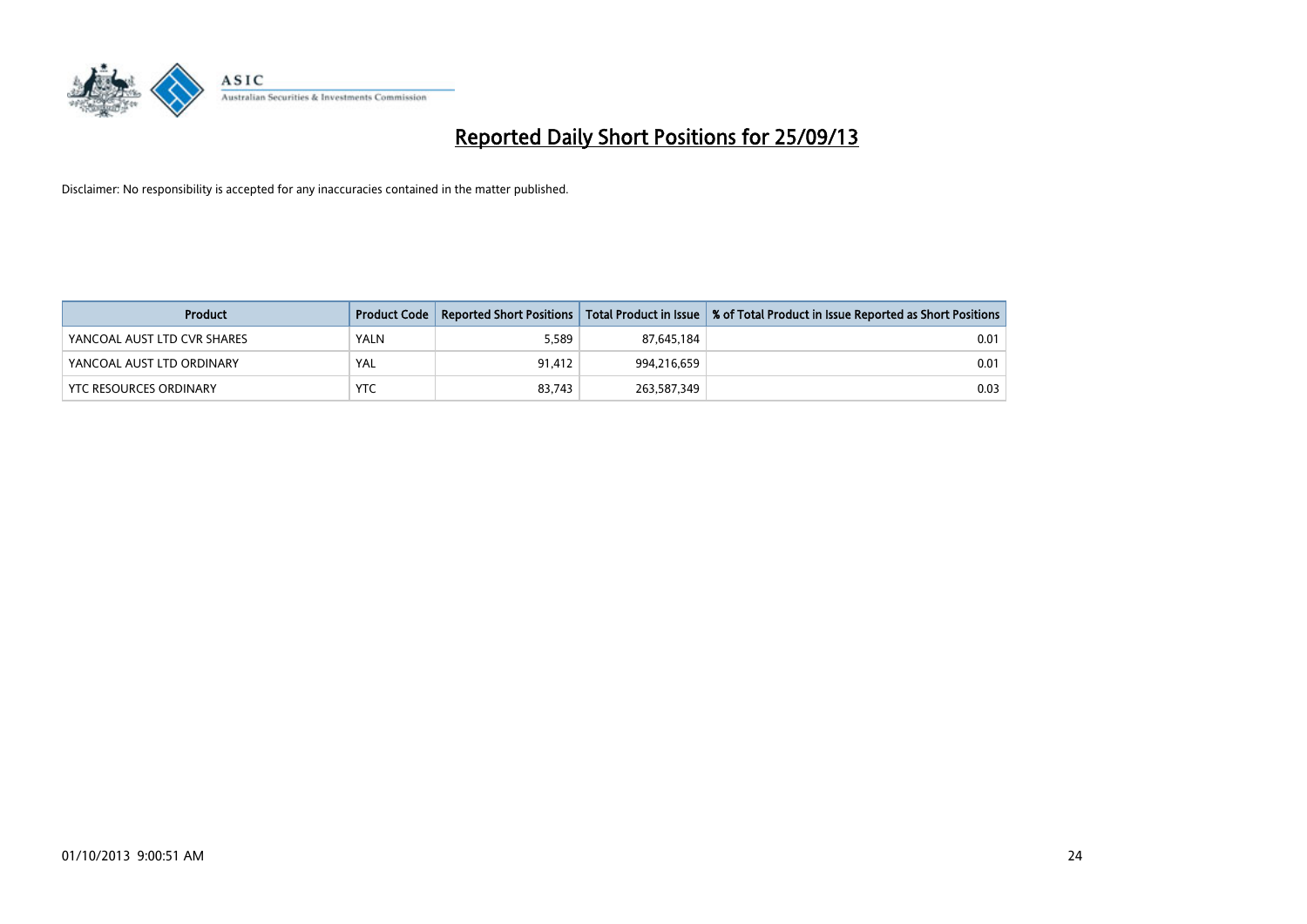# Reported Daily Short Positions for 25/09/13

Disclaimer: No responsibility is accepted for any inaccuracies contained in the matter published.

| Product | Product Code | Reported Short Positions | Total Product in Issue | % of Total Product in Issue Reported as Short Positions |
|---|---|---|---|---|
| YANCOAL AUST LTD CVR SHARES | YALN | 5,589 | 87,645,184 | 0.01 |
| YANCOAL AUST LTD ORDINARY | YAL | 91,412 | 994,216,659 | 0.01 |
| YTC RESOURCES ORDINARY | YTC | 83,743 | 263,587,349 | 0.03 |

01/10/2013 9:00:51 AM